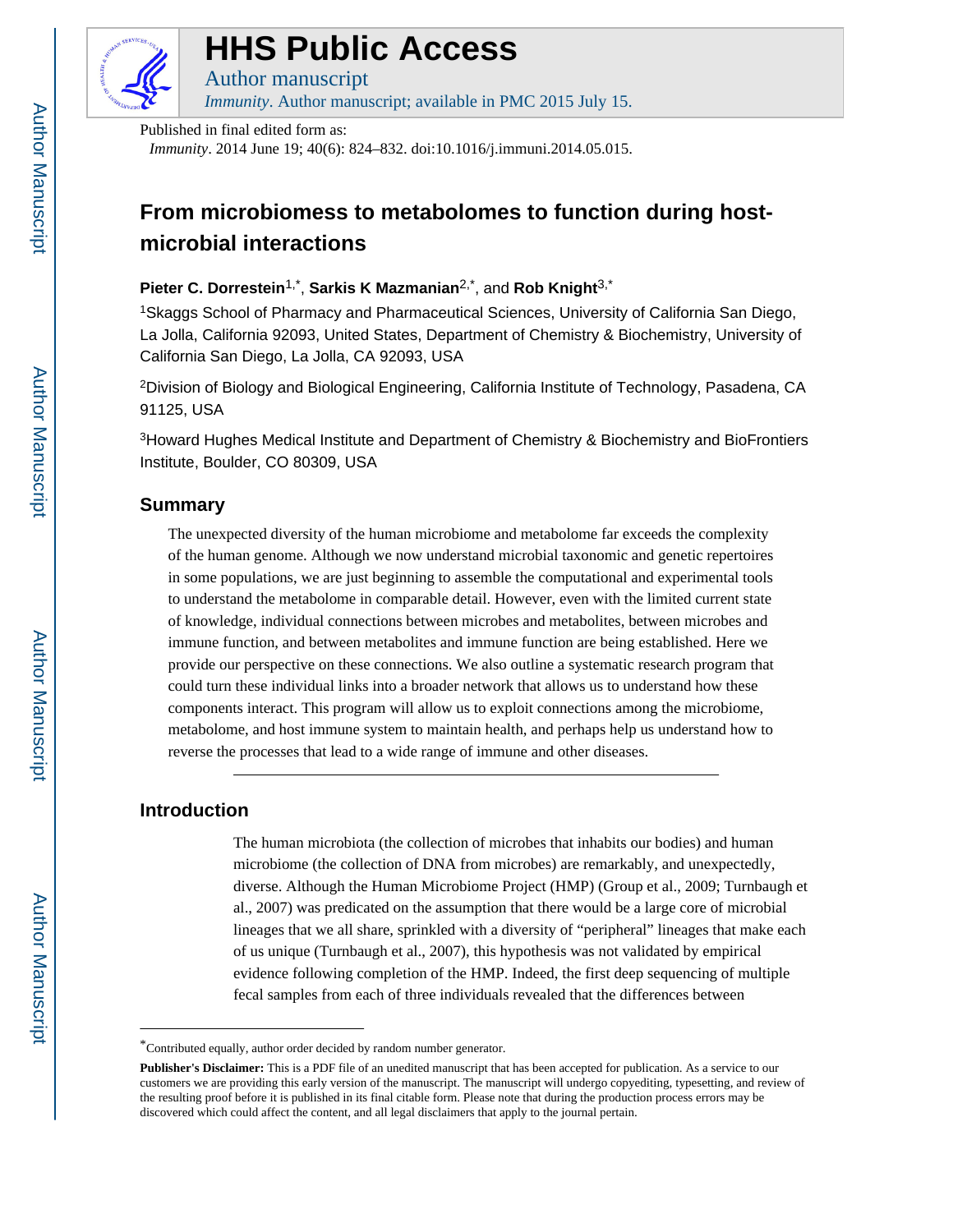# HHS Public Access

Author manuscript

*Immunity*. Author manuscript; available in PMC 2015 July 15.

Published in final edited form as:

*Immunity*. 2014 June 19; 40(6): 824–832. doi:10.1016/j.immuni.2014.05.015.

## From microbiomess to metabolomes to function during host-microbial interactions

**Pieter C. Dorrestein**[1,*], **Sarkis K Mazmanian**[2,*], and **Rob Knight**[3,*]

[1]Skaggs School of Pharmacy and Pharmaceutical Sciences, University of California San Diego, La Jolla, California 92093, United States, Department of Chemistry & Biochemistry, University of California San Diego, La Jolla, CA 92093, USA

[2]Division of Biology and Biological Engineering, California Institute of Technology, Pasadena, CA 91125, USA

[3]Howard Hughes Medical Institute and Department of Chemistry & Biochemistry and BioFrontiers Institute, Boulder, CO 80309, USA

### Summary

The unexpected diversity of the human microbiome and metabolome far exceeds the complexity of the human genome. Although we now understand microbial taxonomic and genetic repertoires in some populations, we are just beginning to assemble the computational and experimental tools to understand the metabolome in comparable detail. However, even with the limited current state of knowledge, individual connections between microbes and metabolites, between microbes and immune function, and between metabolites and immune function are being established. Here we provide our perspective on these connections. We also outline a systematic research program that could turn these individual links into a broader network that allows us to understand how these components interact. This program will allow us to exploit connections among the microbiome, metabolome, and host immune system to maintain health, and perhaps help us understand how to reverse the processes that lead to a wide range of immune and other diseases.

### Introduction

The human microbiota (the collection of microbes that inhabits our bodies) and human microbiome (the collection of DNA from microbes) are remarkably, and unexpectedly, diverse. Although the Human Microbiome Project (HMP) (Group et al., 2009; Turnbaugh et al., 2007) was predicated on the assumption that there would be a large core of microbial lineages that we all share, sprinkled with a diversity of "peripheral" lineages that make each of us unique (Turnbaugh et al., 2007), this hypothesis was not validated by empirical evidence following completion of the HMP. Indeed, the first deep sequencing of multiple fecal samples from each of three individuals revealed that the differences between

*Contributed equally, author order decided by random number generator.

**Publisher's Disclaimer:** This is a PDF file of an unedited manuscript that has been accepted for publication. As a service to our customers we are providing this early version of the manuscript. The manuscript will undergo copyediting, typesetting, and review of the resulting proof before it is published in its final citable form. Please note that during the production process errors may be discovered which could affect the content, and all legal disclaimers that apply to the journal pertain.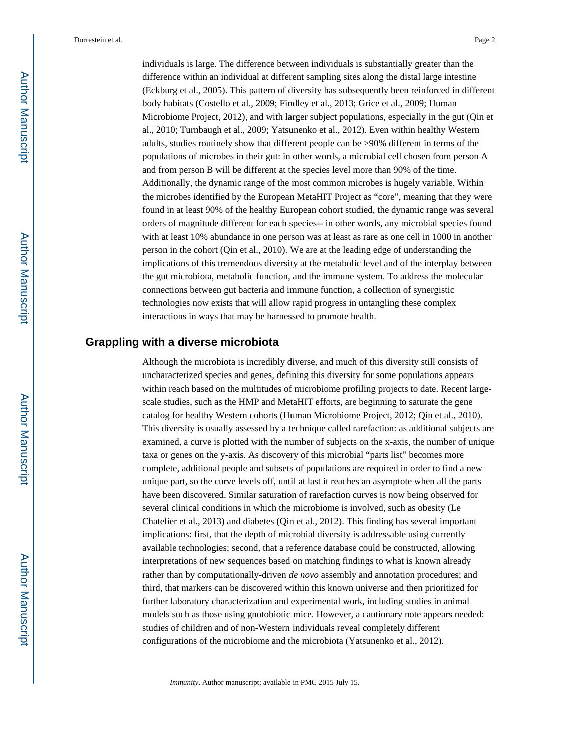individuals is large. The difference between individuals is substantially greater than the difference within an individual at different sampling sites along the distal large intestine (Eckburg et al., 2005). This pattern of diversity has subsequently been reinforced in different body habitats (Costello et al., 2009; Findley et al., 2013; Grice et al., 2009; Human Microbiome Project, 2012), and with larger subject populations, especially in the gut (Qin et al., 2010; Turnbaugh et al., 2009; Yatsunenko et al., 2012). Even within healthy Western adults, studies routinely show that different people can be >90% different in terms of the populations of microbes in their gut: in other words, a microbial cell chosen from person A and from person B will be different at the species level more than 90% of the time. Additionally, the dynamic range of the most common microbes is hugely variable. Within the microbes identified by the European MetaHIT Project as "core", meaning that they were found in at least 90% of the healthy European cohort studied, the dynamic range was several orders of magnitude different for each species-- in other words, any microbial species found with at least 10% abundance in one person was at least as rare as one cell in 1000 in another person in the cohort (Qin et al., 2010). We are at the leading edge of understanding the implications of this tremendous diversity at the metabolic level and of the interplay between the gut microbiota, metabolic function, and the immune system. To address the molecular connections between gut bacteria and immune function, a collection of synergistic technologies now exists that will allow rapid progress in untangling these complex interactions in ways that may be harnessed to promote health.

## Grappling with a diverse microbiota

Although the microbiota is incredibly diverse, and much of this diversity still consists of uncharacterized species and genes, defining this diversity for some populations appears within reach based on the multitudes of microbiome profiling projects to date. Recent large-scale studies, such as the HMP and MetaHIT efforts, are beginning to saturate the gene catalog for healthy Western cohorts (Human Microbiome Project, 2012; Qin et al., 2010). This diversity is usually assessed by a technique called rarefaction: as additional subjects are examined, a curve is plotted with the number of subjects on the x-axis, the number of unique taxa or genes on the y-axis. As discovery of this microbial "parts list" becomes more complete, additional people and subsets of populations are required in order to find a new unique part, so the curve levels off, until at last it reaches an asymptote when all the parts have been discovered. Similar saturation of rarefaction curves is now being observed for several clinical conditions in which the microbiome is involved, such as obesity (Le Chatelier et al., 2013) and diabetes (Qin et al., 2012). This finding has several important implications: first, that the depth of microbial diversity is addressable using currently available technologies; second, that a reference database could be constructed, allowing interpretations of new sequences based on matching findings to what is known already rather than by computationally-driven *de novo* assembly and annotation procedures; and third, that markers can be discovered within this known universe and then prioritized for further laboratory characterization and experimental work, including studies in animal models such as those using gnotobiotic mice. However, a cautionary note appears needed: studies of children and of non-Western individuals reveal completely different configurations of the microbiome and the microbiota (Yatsunenko et al., 2012).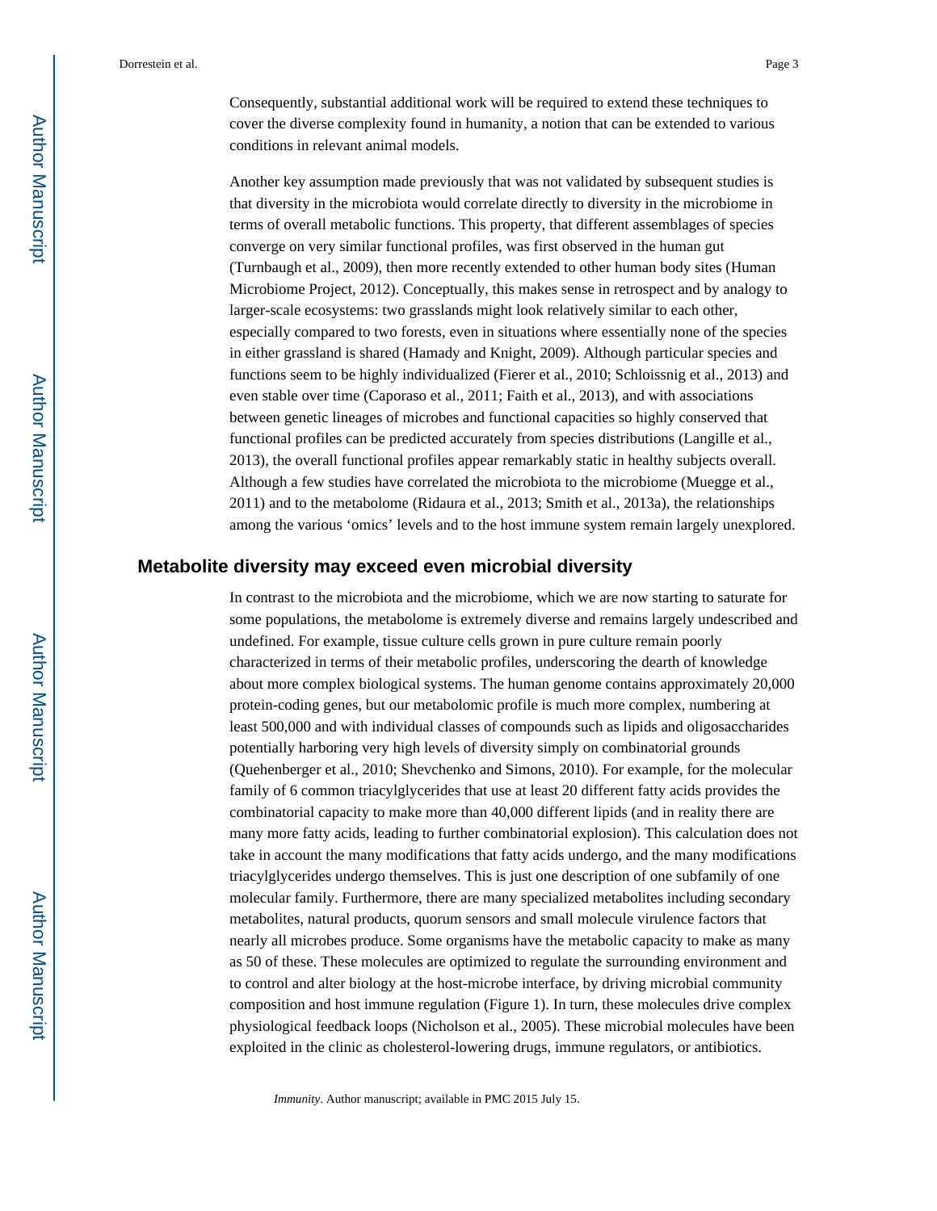Consequently, substantial additional work will be required to extend these techniques to cover the diverse complexity found in humanity, a notion that can be extended to various conditions in relevant animal models.

Another key assumption made previously that was not validated by subsequent studies is that diversity in the microbiota would correlate directly to diversity in the microbiome in terms of overall metabolic functions. This property, that different assemblages of species converge on very similar functional profiles, was first observed in the human gut (Turnbaugh et al., 2009), then more recently extended to other human body sites (Human Microbiome Project, 2012). Conceptually, this makes sense in retrospect and by analogy to larger-scale ecosystems: two grasslands might look relatively similar to each other, especially compared to two forests, even in situations where essentially none of the species in either grassland is shared (Hamady and Knight, 2009). Although particular species and functions seem to be highly individualized (Fierer et al., 2010; Schloissnig et al., 2013) and even stable over time (Caporaso et al., 2011; Faith et al., 2013), and with associations between genetic lineages of microbes and functional capacities so highly conserved that functional profiles can be predicted accurately from species distributions (Langille et al., 2013), the overall functional profiles appear remarkably static in healthy subjects overall. Although a few studies have correlated the microbiota to the microbiome (Muegge et al., 2011) and to the metabolome (Ridaura et al., 2013; Smith et al., 2013a), the relationships among the various 'omics' levels and to the host immune system remain largely unexplored.

## Metabolite diversity may exceed even microbial diversity

In contrast to the microbiota and the microbiome, which we are now starting to saturate for some populations, the metabolome is extremely diverse and remains largely undescribed and undefined. For example, tissue culture cells grown in pure culture remain poorly characterized in terms of their metabolic profiles, underscoring the dearth of knowledge about more complex biological systems. The human genome contains approximately 20,000 protein-coding genes, but our metabolomic profile is much more complex, numbering at least 500,000 and with individual classes of compounds such as lipids and oligosaccharides potentially harboring very high levels of diversity simply on combinatorial grounds (Quehenberger et al., 2010; Shevchenko and Simons, 2010). For example, for the molecular family of 6 common triacylglycerides that use at least 20 different fatty acids provides the combinatorial capacity to make more than 40,000 different lipids (and in reality there are many more fatty acids, leading to further combinatorial explosion). This calculation does not take in account the many modifications that fatty acids undergo, and the many modifications triacylglycerides undergo themselves. This is just one description of one subfamily of one molecular family. Furthermore, there are many specialized metabolites including secondary metabolites, natural products, quorum sensors and small molecule virulence factors that nearly all microbes produce. Some organisms have the metabolic capacity to make as many as 50 of these. These molecules are optimized to regulate the surrounding environment and to control and alter biology at the host-microbe interface, by driving microbial community composition and host immune regulation (Figure 1). In turn, these molecules drive complex physiological feedback loops (Nicholson et al., 2005). These microbial molecules have been exploited in the clinic as cholesterol-lowering drugs, immune regulators, or antibiotics.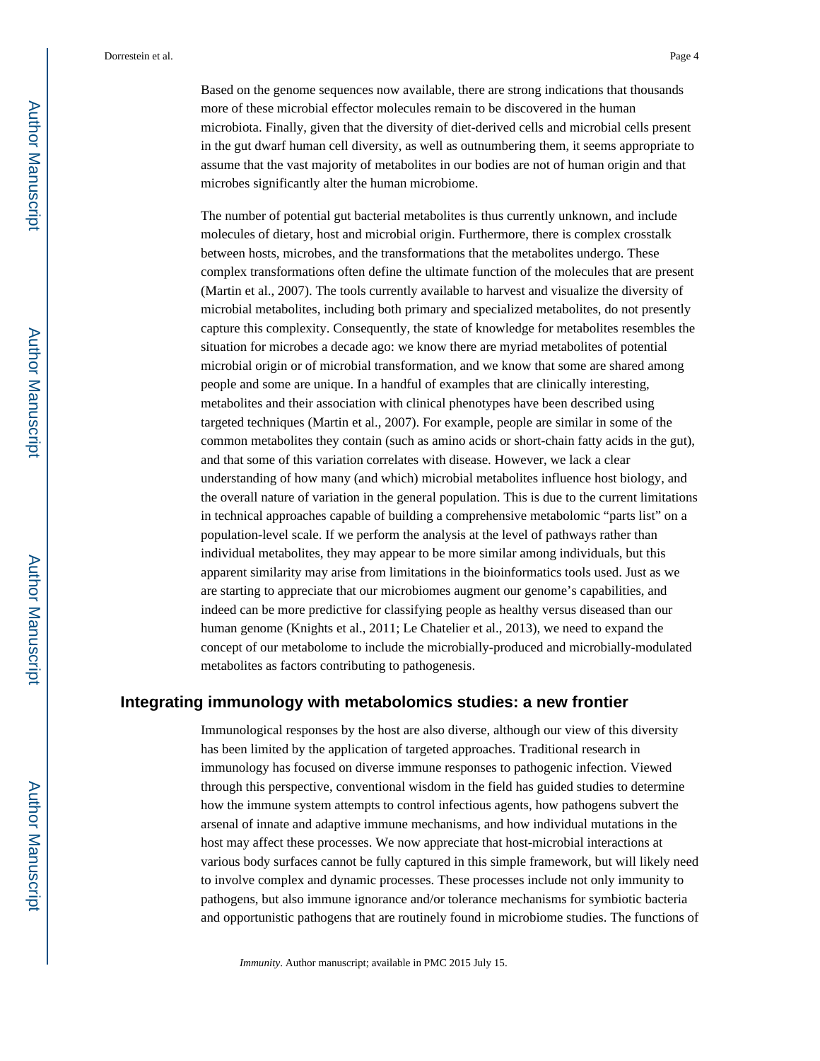Based on the genome sequences now available, there are strong indications that thousands more of these microbial effector molecules remain to be discovered in the human microbiota. Finally, given that the diversity of diet-derived cells and microbial cells present in the gut dwarf human cell diversity, as well as outnumbering them, it seems appropriate to assume that the vast majority of metabolites in our bodies are not of human origin and that microbes significantly alter the human microbiome.

The number of potential gut bacterial metabolites is thus currently unknown, and include molecules of dietary, host and microbial origin. Furthermore, there is complex crosstalk between hosts, microbes, and the transformations that the metabolites undergo. These complex transformations often define the ultimate function of the molecules that are present (Martin et al., 2007). The tools currently available to harvest and visualize the diversity of microbial metabolites, including both primary and specialized metabolites, do not presently capture this complexity. Consequently, the state of knowledge for metabolites resembles the situation for microbes a decade ago: we know there are myriad metabolites of potential microbial origin or of microbial transformation, and we know that some are shared among people and some are unique. In a handful of examples that are clinically interesting, metabolites and their association with clinical phenotypes have been described using targeted techniques (Martin et al., 2007). For example, people are similar in some of the common metabolites they contain (such as amino acids or short-chain fatty acids in the gut), and that some of this variation correlates with disease. However, we lack a clear understanding of how many (and which) microbial metabolites influence host biology, and the overall nature of variation in the general population. This is due to the current limitations in technical approaches capable of building a comprehensive metabolomic "parts list" on a population-level scale. If we perform the analysis at the level of pathways rather than individual metabolites, they may appear to be more similar among individuals, but this apparent similarity may arise from limitations in the bioinformatics tools used. Just as we are starting to appreciate that our microbiomes augment our genome's capabilities, and indeed can be more predictive for classifying people as healthy versus diseased than our human genome (Knights et al., 2011; Le Chatelier et al., 2013), we need to expand the concept of our metabolome to include the microbially-produced and microbially-modulated metabolites as factors contributing to pathogenesis.

## Integrating immunology with metabolomics studies: a new frontier

Immunological responses by the host are also diverse, although our view of this diversity has been limited by the application of targeted approaches. Traditional research in immunology has focused on diverse immune responses to pathogenic infection. Viewed through this perspective, conventional wisdom in the field has guided studies to determine how the immune system attempts to control infectious agents, how pathogens subvert the arsenal of innate and adaptive immune mechanisms, and how individual mutations in the host may affect these processes. We now appreciate that host-microbial interactions at various body surfaces cannot be fully captured in this simple framework, but will likely need to involve complex and dynamic processes. These processes include not only immunity to pathogens, but also immune ignorance and/or tolerance mechanisms for symbiotic bacteria and opportunistic pathogens that are routinely found in microbiome studies. The functions of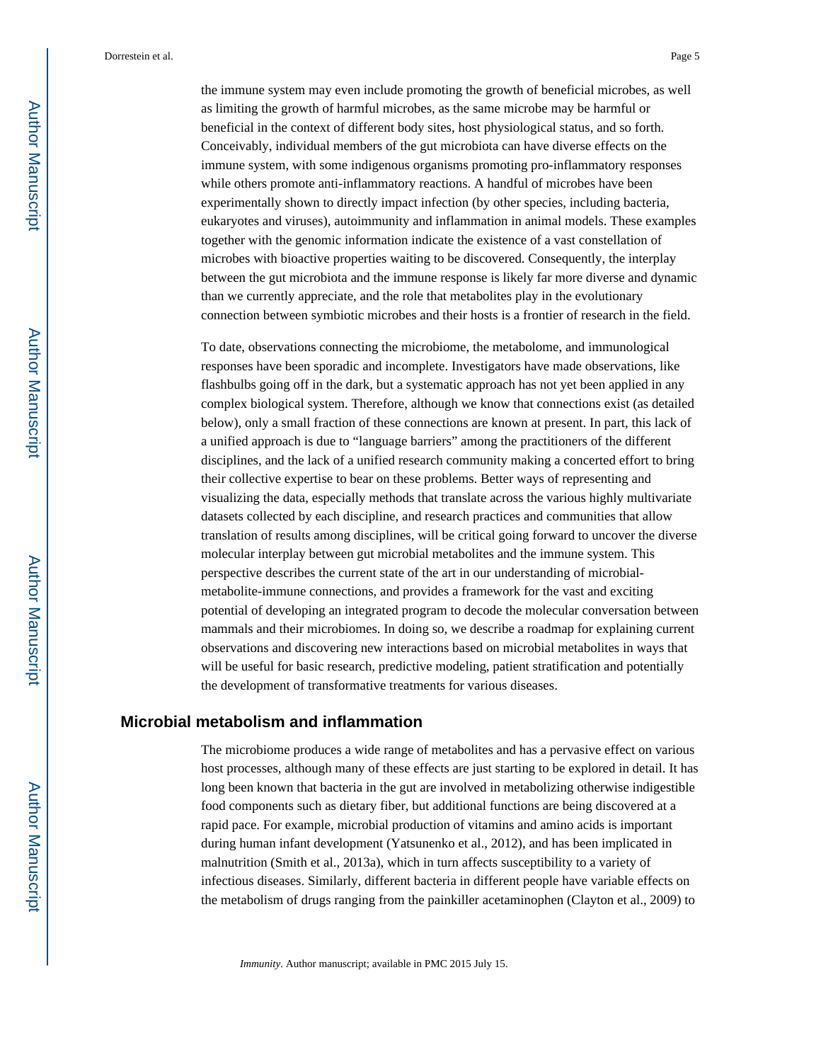the immune system may even include promoting the growth of beneficial microbes, as well as limiting the growth of harmful microbes, as the same microbe may be harmful or beneficial in the context of different body sites, host physiological status, and so forth. Conceivably, individual members of the gut microbiota can have diverse effects on the immune system, with some indigenous organisms promoting pro-inflammatory responses while others promote anti-inflammatory reactions. A handful of microbes have been experimentally shown to directly impact infection (by other species, including bacteria, eukaryotes and viruses), autoimmunity and inflammation in animal models. These examples together with the genomic information indicate the existence of a vast constellation of microbes with bioactive properties waiting to be discovered. Consequently, the interplay between the gut microbiota and the immune response is likely far more diverse and dynamic than we currently appreciate, and the role that metabolites play in the evolutionary connection between symbiotic microbes and their hosts is a frontier of research in the field.

To date, observations connecting the microbiome, the metabolome, and immunological responses have been sporadic and incomplete. Investigators have made observations, like flashbulbs going off in the dark, but a systematic approach has not yet been applied in any complex biological system. Therefore, although we know that connections exist (as detailed below), only a small fraction of these connections are known at present. In part, this lack of a unified approach is due to "language barriers" among the practitioners of the different disciplines, and the lack of a unified research community making a concerted effort to bring their collective expertise to bear on these problems. Better ways of representing and visualizing the data, especially methods that translate across the various highly multivariate datasets collected by each discipline, and research practices and communities that allow translation of results among disciplines, will be critical going forward to uncover the diverse molecular interplay between gut microbial metabolites and the immune system. This perspective describes the current state of the art in our understanding of microbial-metabolite-immune connections, and provides a framework for the vast and exciting potential of developing an integrated program to decode the molecular conversation between mammals and their microbiomes. In doing so, we describe a roadmap for explaining current observations and discovering new interactions based on microbial metabolites in ways that will be useful for basic research, predictive modeling, patient stratification and potentially the development of transformative treatments for various diseases.

## Microbial metabolism and inflammation

The microbiome produces a wide range of metabolites and has a pervasive effect on various host processes, although many of these effects are just starting to be explored in detail. It has long been known that bacteria in the gut are involved in metabolizing otherwise indigestible food components such as dietary fiber, but additional functions are being discovered at a rapid pace. For example, microbial production of vitamins and amino acids is important during human infant development (Yatsunenko et al., 2012), and has been implicated in malnutrition (Smith et al., 2013a), which in turn affects susceptibility to a variety of infectious diseases. Similarly, different bacteria in different people have variable effects on the metabolism of drugs ranging from the painkiller acetaminophen (Clayton et al., 2009) to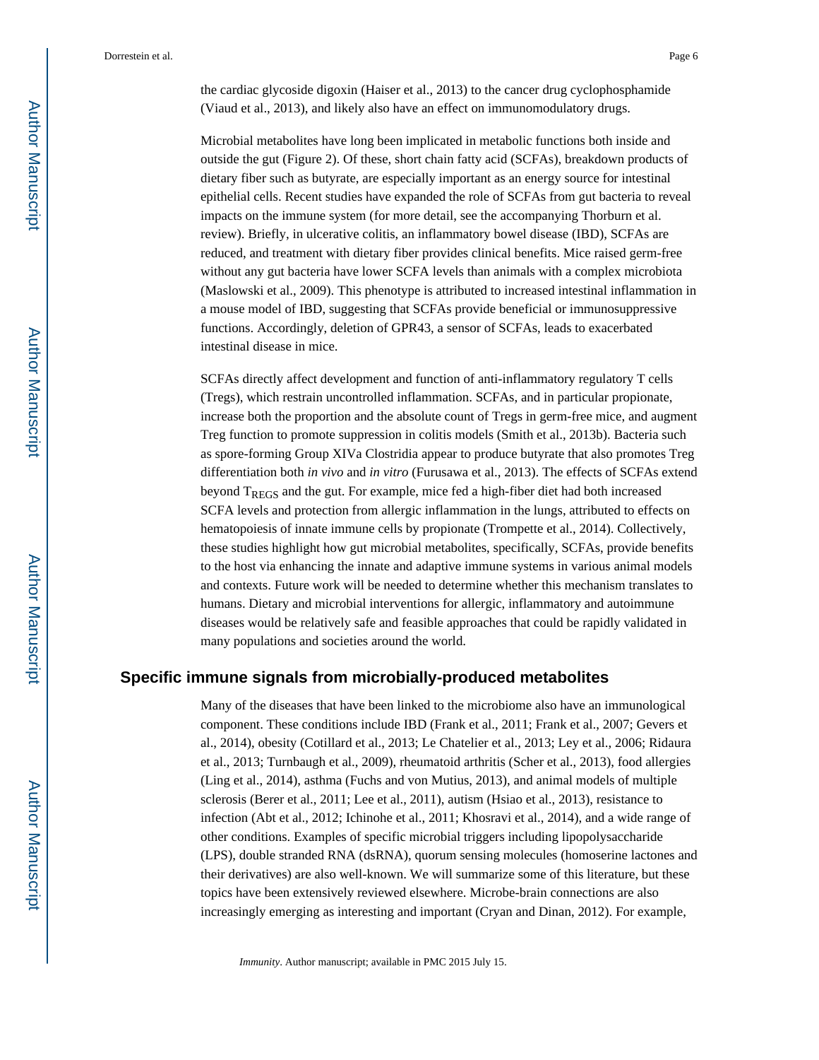the cardiac glycoside digoxin (Haiser et al., 2013) to the cancer drug cyclophosphamide (Viaud et al., 2013), and likely also have an effect on immunomodulatory drugs.

Microbial metabolites have long been implicated in metabolic functions both inside and outside the gut (Figure 2). Of these, short chain fatty acid (SCFAs), breakdown products of dietary fiber such as butyrate, are especially important as an energy source for intestinal epithelial cells. Recent studies have expanded the role of SCFAs from gut bacteria to reveal impacts on the immune system (for more detail, see the accompanying Thorburn et al. review). Briefly, in ulcerative colitis, an inflammatory bowel disease (IBD), SCFAs are reduced, and treatment with dietary fiber provides clinical benefits. Mice raised germ-free without any gut bacteria have lower SCFA levels than animals with a complex microbiota (Maslowski et al., 2009). This phenotype is attributed to increased intestinal inflammation in a mouse model of IBD, suggesting that SCFAs provide beneficial or immunosuppressive functions. Accordingly, deletion of GPR43, a sensor of SCFAs, leads to exacerbated intestinal disease in mice.

SCFAs directly affect development and function of anti-inflammatory regulatory T cells (Tregs), which restrain uncontrolled inflammation. SCFAs, and in particular propionate, increase both the proportion and the absolute count of Tregs in germ-free mice, and augment Treg function to promote suppression in colitis models (Smith et al., 2013b). Bacteria such as spore-forming Group XIVa Clostridia appear to produce butyrate that also promotes Treg differentiation both *in vivo* and *in vitro* (Furusawa et al., 2013). The effects of SCFAs extend beyond $T_{REGS}$ and the gut. For example, mice fed a high-fiber diet had both increased SCFA levels and protection from allergic inflammation in the lungs, attributed to effects on hematopoiesis of innate immune cells by propionate (Trompette et al., 2014). Collectively, these studies highlight how gut microbial metabolites, specifically, SCFAs, provide benefits to the host via enhancing the innate and adaptive immune systems in various animal models and contexts. Future work will be needed to determine whether this mechanism translates to humans. Dietary and microbial interventions for allergic, inflammatory and autoimmune diseases would be relatively safe and feasible approaches that could be rapidly validated in many populations and societies around the world.

## Specific immune signals from microbially-produced metabolites

Many of the diseases that have been linked to the microbiome also have an immunological component. These conditions include IBD (Frank et al., 2011; Frank et al., 2007; Gevers et al., 2014), obesity (Cotillard et al., 2013; Le Chatelier et al., 2013; Ley et al., 2006; Ridaura et al., 2013; Turnbaugh et al., 2009), rheumatoid arthritis (Scher et al., 2013), food allergies (Ling et al., 2014), asthma (Fuchs and von Mutius, 2013), and animal models of multiple sclerosis (Berer et al., 2011; Lee et al., 2011), autism (Hsiao et al., 2013), resistance to infection (Abt et al., 2012; Ichinohe et al., 2011; Khosravi et al., 2014), and a wide range of other conditions. Examples of specific microbial triggers including lipopolysaccharide (LPS), double stranded RNA (dsRNA), quorum sensing molecules (homoserine lactones and their derivatives) are also well-known. We will summarize some of this literature, but these topics have been extensively reviewed elsewhere. Microbe-brain connections are also increasingly emerging as interesting and important (Cryan and Dinan, 2012). For example,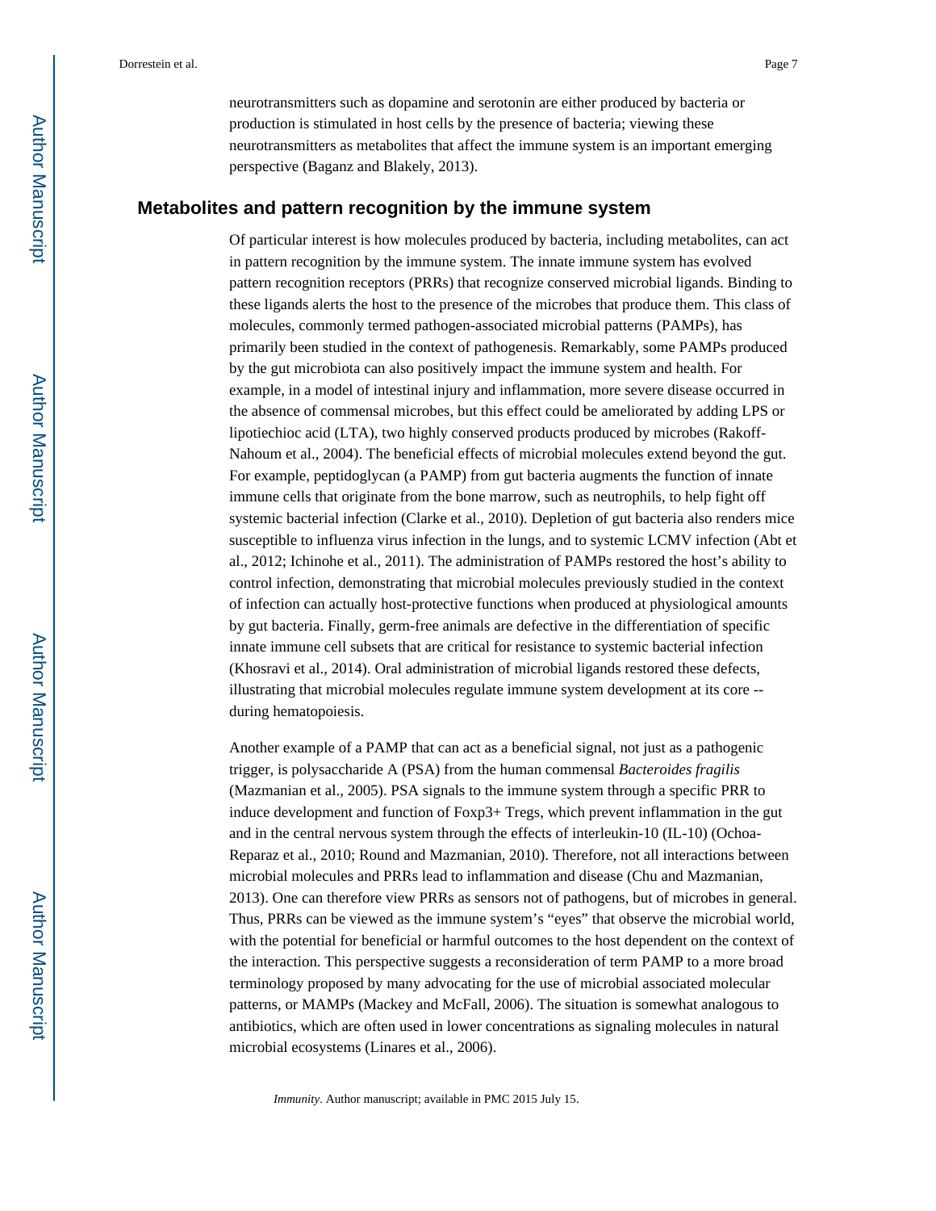neurotransmitters such as dopamine and serotonin are either produced by bacteria or production is stimulated in host cells by the presence of bacteria; viewing these neurotransmitters as metabolites that affect the immune system is an important emerging perspective (Baganz and Blakely, 2013).

## Metabolites and pattern recognition by the immune system

Of particular interest is how molecules produced by bacteria, including metabolites, can act in pattern recognition by the immune system. The innate immune system has evolved pattern recognition receptors (PRRs) that recognize conserved microbial ligands. Binding to these ligands alerts the host to the presence of the microbes that produce them. This class of molecules, commonly termed pathogen-associated microbial patterns (PAMPs), has primarily been studied in the context of pathogenesis. Remarkably, some PAMPs produced by the gut microbiota can also positively impact the immune system and health. For example, in a model of intestinal injury and inflammation, more severe disease occurred in the absence of commensal microbes, but this effect could be ameliorated by adding LPS or lipotiechioc acid (LTA), two highly conserved products produced by microbes (Rakoff-Nahoum et al., 2004). The beneficial effects of microbial molecules extend beyond the gut. For example, peptidoglycan (a PAMP) from gut bacteria augments the function of innate immune cells that originate from the bone marrow, such as neutrophils, to help fight off systemic bacterial infection (Clarke et al., 2010). Depletion of gut bacteria also renders mice susceptible to influenza virus infection in the lungs, and to systemic LCMV infection (Abt et al., 2012; Ichinohe et al., 2011). The administration of PAMPs restored the host's ability to control infection, demonstrating that microbial molecules previously studied in the context of infection can actually host-protective functions when produced at physiological amounts by gut bacteria. Finally, germ-free animals are defective in the differentiation of specific innate immune cell subsets that are critical for resistance to systemic bacterial infection (Khosravi et al., 2014). Oral administration of microbial ligands restored these defects, illustrating that microbial molecules regulate immune system development at its core -- during hematopoiesis.

Another example of a PAMP that can act as a beneficial signal, not just as a pathogenic trigger, is polysaccharide A (PSA) from the human commensal *Bacteroides fragilis* (Mazmanian et al., 2005). PSA signals to the immune system through a specific PRR to induce development and function of Foxp3+ Tregs, which prevent inflammation in the gut and in the central nervous system through the effects of interleukin-10 (IL-10) (Ochoa-Reparaz et al., 2010; Round and Mazmanian, 2010). Therefore, not all interactions between microbial molecules and PRRs lead to inflammation and disease (Chu and Mazmanian, 2013). One can therefore view PRRs as sensors not of pathogens, but of microbes in general. Thus, PRRs can be viewed as the immune system's "eyes" that observe the microbial world, with the potential for beneficial or harmful outcomes to the host dependent on the context of the interaction. This perspective suggests a reconsideration of term PAMP to a more broad terminology proposed by many advocating for the use of microbial associated molecular patterns, or MAMPs (Mackey and McFall, 2006). The situation is somewhat analogous to antibiotics, which are often used in lower concentrations as signaling molecules in natural microbial ecosystems (Linares et al., 2006).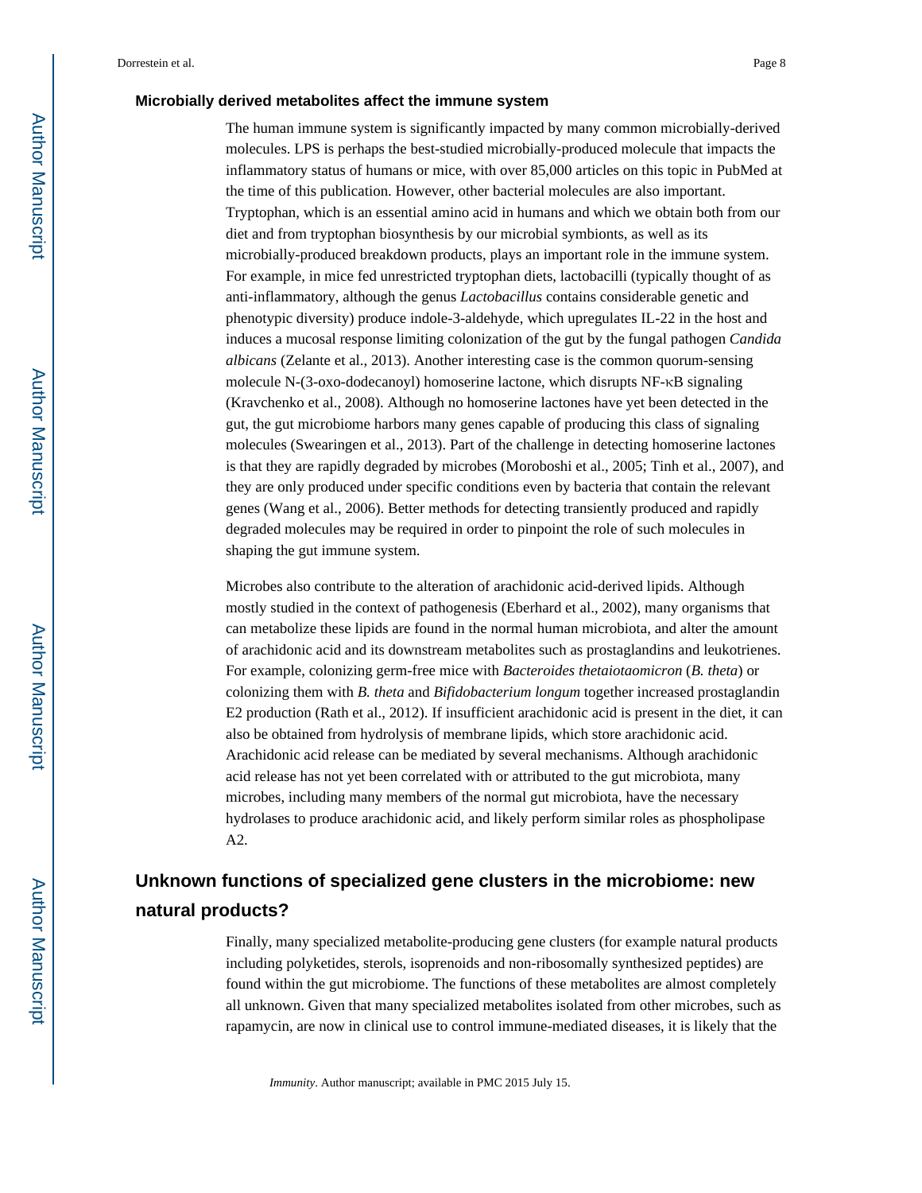### Microbially derived metabolites affect the immune system

The human immune system is significantly impacted by many common microbially-derived molecules. LPS is perhaps the best-studied microbially-produced molecule that impacts the inflammatory status of humans or mice, with over 85,000 articles on this topic in PubMed at the time of this publication. However, other bacterial molecules are also important. Tryptophan, which is an essential amino acid in humans and which we obtain both from our diet and from tryptophan biosynthesis by our microbial symbionts, as well as its microbially-produced breakdown products, plays an important role in the immune system. For example, in mice fed unrestricted tryptophan diets, lactobacilli (typically thought of as anti-inflammatory, although the genus *Lactobacillus* contains considerable genetic and phenotypic diversity) produce indole-3-aldehyde, which upregulates IL-22 in the host and induces a mucosal response limiting colonization of the gut by the fungal pathogen *Candida albicans* (Zelante et al., 2013). Another interesting case is the common quorum-sensing molecule N-(3-oxo-dodecanoyl) homoserine lactone, which disrupts NF-κB signaling (Kravchenko et al., 2008). Although no homoserine lactones have yet been detected in the gut, the gut microbiome harbors many genes capable of producing this class of signaling molecules (Swearingen et al., 2013). Part of the challenge in detecting homoserine lactones is that they are rapidly degraded by microbes (Moroboshi et al., 2005; Tinh et al., 2007), and they are only produced under specific conditions even by bacteria that contain the relevant genes (Wang et al., 2006). Better methods for detecting transiently produced and rapidly degraded molecules may be required in order to pinpoint the role of such molecules in shaping the gut immune system.

Microbes also contribute to the alteration of arachidonic acid-derived lipids. Although mostly studied in the context of pathogenesis (Eberhard et al., 2002), many organisms that can metabolize these lipids are found in the normal human microbiota, and alter the amount of arachidonic acid and its downstream metabolites such as prostaglandins and leukotrienes. For example, colonizing germ-free mice with *Bacteroides thetaiotaomicron* (*B. theta*) or colonizing them with *B. theta* and *Bifidobacterium longum* together increased prostaglandin E2 production (Rath et al., 2012). If insufficient arachidonic acid is present in the diet, it can also be obtained from hydrolysis of membrane lipids, which store arachidonic acid. Arachidonic acid release can be mediated by several mechanisms. Although arachidonic acid release has not yet been correlated with or attributed to the gut microbiota, many microbes, including many members of the normal gut microbiota, have the necessary hydrolases to produce arachidonic acid, and likely perform similar roles as phospholipase A2.

## Unknown functions of specialized gene clusters in the microbiome: new natural products?

Finally, many specialized metabolite-producing gene clusters (for example natural products including polyketides, sterols, isoprenoids and non-ribosomally synthesized peptides) are found within the gut microbiome. The functions of these metabolites are almost completely all unknown. Given that many specialized metabolites isolated from other microbes, such as rapamycin, are now in clinical use to control immune-mediated diseases, it is likely that the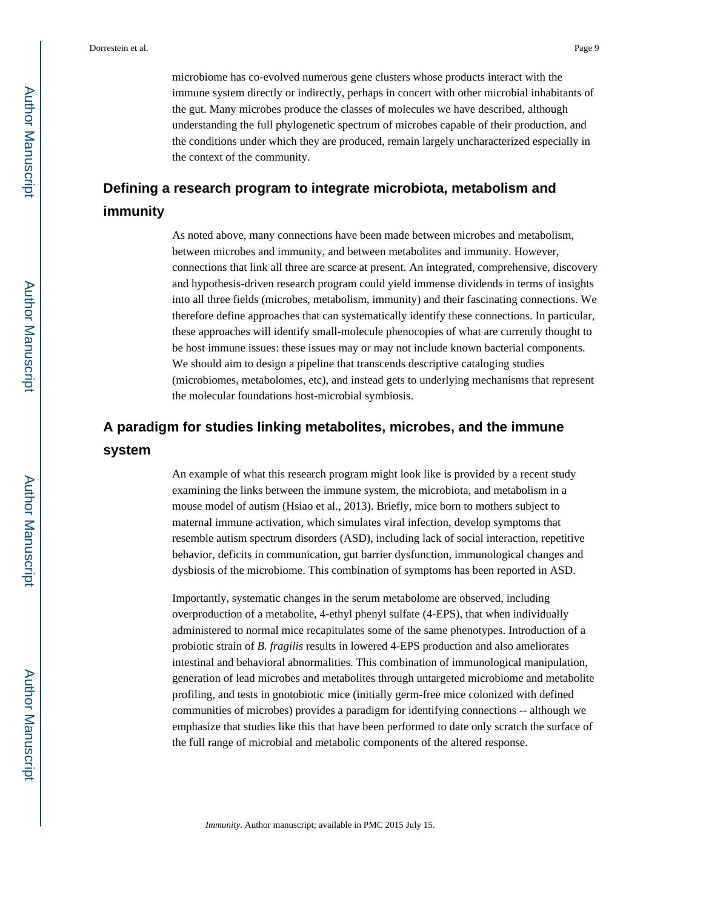microbiome has co-evolved numerous gene clusters whose products interact with the immune system directly or indirectly, perhaps in concert with other microbial inhabitants of the gut. Many microbes produce the classes of molecules we have described, although understanding the full phylogenetic spectrum of microbes capable of their production, and the conditions under which they are produced, remain largely uncharacterized especially in the context of the community.

## Defining a research program to integrate microbiota, metabolism and immunity

As noted above, many connections have been made between microbes and metabolism, between microbes and immunity, and between metabolites and immunity. However, connections that link all three are scarce at present. An integrated, comprehensive, discovery and hypothesis-driven research program could yield immense dividends in terms of insights into all three fields (microbes, metabolism, immunity) and their fascinating connections. We therefore define approaches that can systematically identify these connections. In particular, these approaches will identify small-molecule phenocopies of what are currently thought to be host immune issues: these issues may or may not include known bacterial components. We should aim to design a pipeline that transcends descriptive cataloging studies (microbiomes, metabolomes, etc), and instead gets to underlying mechanisms that represent the molecular foundations host-microbial symbiosis.

## A paradigm for studies linking metabolites, microbes, and the immune system

An example of what this research program might look like is provided by a recent study examining the links between the immune system, the microbiota, and metabolism in a mouse model of autism (Hsiao et al., 2013). Briefly, mice born to mothers subject to maternal immune activation, which simulates viral infection, develop symptoms that resemble autism spectrum disorders (ASD), including lack of social interaction, repetitive behavior, deficits in communication, gut barrier dysfunction, immunological changes and dysbiosis of the microbiome. This combination of symptoms has been reported in ASD.

Importantly, systematic changes in the serum metabolome are observed, including overproduction of a metabolite, 4-ethyl phenyl sulfate (4-EPS), that when individually administered to normal mice recapitulates some of the same phenotypes. Introduction of a probiotic strain of *B. fragilis* results in lowered 4-EPS production and also ameliorates intestinal and behavioral abnormalities. This combination of immunological manipulation, generation of lead microbes and metabolites through untargeted microbiome and metabolite profiling, and tests in gnotobiotic mice (initially germ-free mice colonized with defined communities of microbes) provides a paradigm for identifying connections -- although we emphasize that studies like this that have been performed to date only scratch the surface of the full range of microbial and metabolic components of the altered response.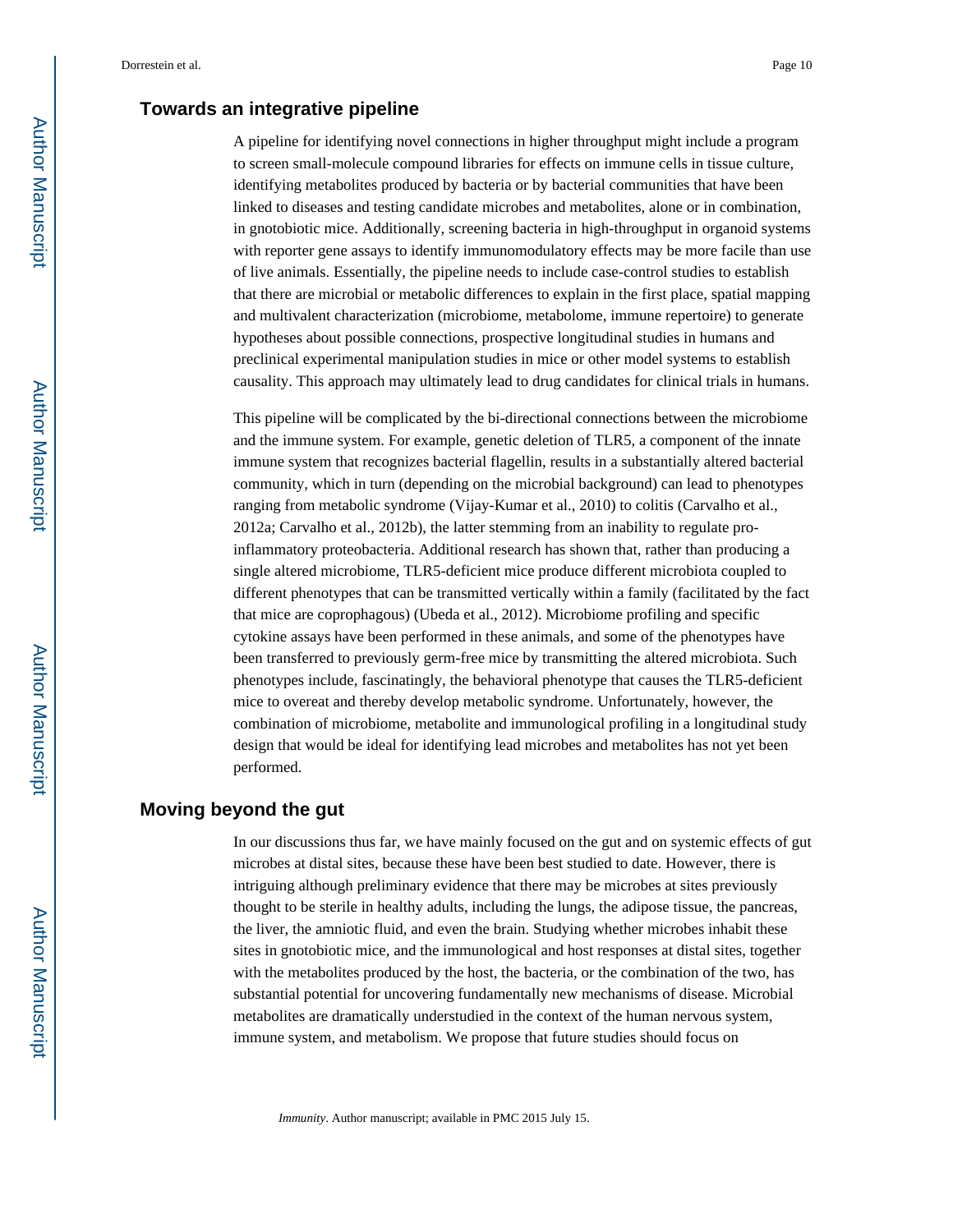## Towards an integrative pipeline

A pipeline for identifying novel connections in higher throughput might include a program to screen small-molecule compound libraries for effects on immune cells in tissue culture, identifying metabolites produced by bacteria or by bacterial communities that have been linked to diseases and testing candidate microbes and metabolites, alone or in combination, in gnotobiotic mice. Additionally, screening bacteria in high-throughput in organoid systems with reporter gene assays to identify immunomodulatory effects may be more facile than use of live animals. Essentially, the pipeline needs to include case-control studies to establish that there are microbial or metabolic differences to explain in the first place, spatial mapping and multivalent characterization (microbiome, metabolome, immune repertoire) to generate hypotheses about possible connections, prospective longitudinal studies in humans and preclinical experimental manipulation studies in mice or other model systems to establish causality. This approach may ultimately lead to drug candidates for clinical trials in humans.

This pipeline will be complicated by the bi-directional connections between the microbiome and the immune system. For example, genetic deletion of TLR5, a component of the innate immune system that recognizes bacterial flagellin, results in a substantially altered bacterial community, which in turn (depending on the microbial background) can lead to phenotypes ranging from metabolic syndrome (Vijay-Kumar et al., 2010) to colitis (Carvalho et al., 2012a; Carvalho et al., 2012b), the latter stemming from an inability to regulate pro-inflammatory proteobacteria. Additional research has shown that, rather than producing a single altered microbiome, TLR5-deficient mice produce different microbiota coupled to different phenotypes that can be transmitted vertically within a family (facilitated by the fact that mice are coprophagous) (Ubeda et al., 2012). Microbiome profiling and specific cytokine assays have been performed in these animals, and some of the phenotypes have been transferred to previously germ-free mice by transmitting the altered microbiota. Such phenotypes include, fascinatingly, the behavioral phenotype that causes the TLR5-deficient mice to overeat and thereby develop metabolic syndrome. Unfortunately, however, the combination of microbiome, metabolite and immunological profiling in a longitudinal study design that would be ideal for identifying lead microbes and metabolites has not yet been performed.

## Moving beyond the gut

In our discussions thus far, we have mainly focused on the gut and on systemic effects of gut microbes at distal sites, because these have been best studied to date. However, there is intriguing although preliminary evidence that there may be microbes at sites previously thought to be sterile in healthy adults, including the lungs, the adipose tissue, the pancreas, the liver, the amniotic fluid, and even the brain. Studying whether microbes inhabit these sites in gnotobiotic mice, and the immunological and host responses at distal sites, together with the metabolites produced by the host, the bacteria, or the combination of the two, has substantial potential for uncovering fundamentally new mechanisms of disease. Microbial metabolites are dramatically understudied in the context of the human nervous system, immune system, and metabolism. We propose that future studies should focus on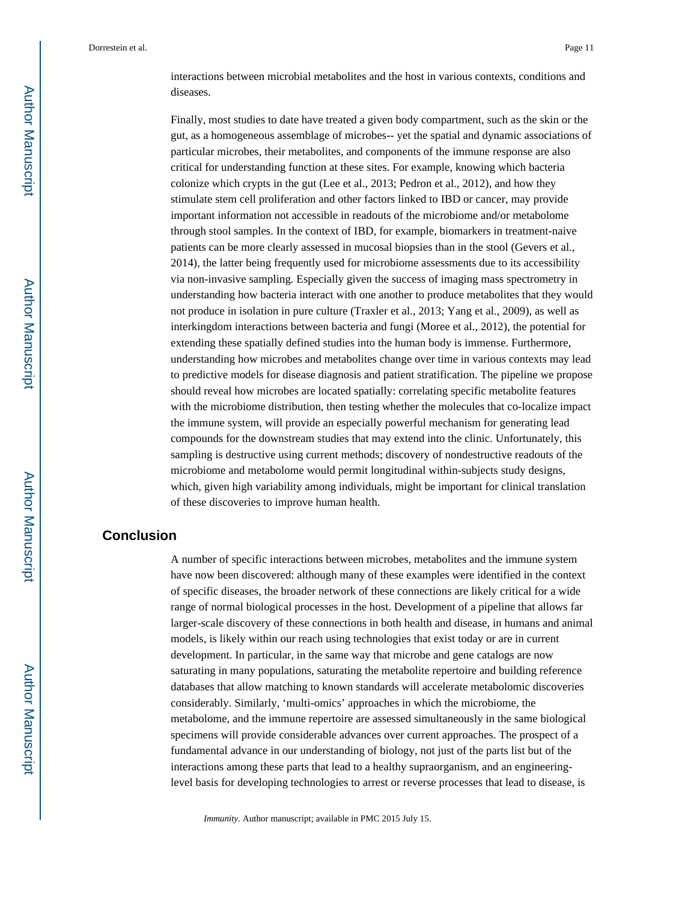interactions between microbial metabolites and the host in various contexts, conditions and diseases.

Finally, most studies to date have treated a given body compartment, such as the skin or the gut, as a homogeneous assemblage of microbes-- yet the spatial and dynamic associations of particular microbes, their metabolites, and components of the immune response are also critical for understanding function at these sites. For example, knowing which bacteria colonize which crypts in the gut (Lee et al., 2013; Pedron et al., 2012), and how they stimulate stem cell proliferation and other factors linked to IBD or cancer, may provide important information not accessible in readouts of the microbiome and/or metabolome through stool samples. In the context of IBD, for example, biomarkers in treatment-naive patients can be more clearly assessed in mucosal biopsies than in the stool (Gevers et al., 2014), the latter being frequently used for microbiome assessments due to its accessibility via non-invasive sampling. Especially given the success of imaging mass spectrometry in understanding how bacteria interact with one another to produce metabolites that they would not produce in isolation in pure culture (Traxler et al., 2013; Yang et al., 2009), as well as interkingdom interactions between bacteria and fungi (Moree et al., 2012), the potential for extending these spatially defined studies into the human body is immense. Furthermore, understanding how microbes and metabolites change over time in various contexts may lead to predictive models for disease diagnosis and patient stratification. The pipeline we propose should reveal how microbes are located spatially: correlating specific metabolite features with the microbiome distribution, then testing whether the molecules that co-localize impact the immune system, will provide an especially powerful mechanism for generating lead compounds for the downstream studies that may extend into the clinic. Unfortunately, this sampling is destructive using current methods; discovery of nondestructive readouts of the microbiome and metabolome would permit longitudinal within-subjects study designs, which, given high variability among individuals, might be important for clinical translation of these discoveries to improve human health.

## Conclusion

A number of specific interactions between microbes, metabolites and the immune system have now been discovered: although many of these examples were identified in the context of specific diseases, the broader network of these connections are likely critical for a wide range of normal biological processes in the host. Development of a pipeline that allows far larger-scale discovery of these connections in both health and disease, in humans and animal models, is likely within our reach using technologies that exist today or are in current development. In particular, in the same way that microbe and gene catalogs are now saturating in many populations, saturating the metabolite repertoire and building reference databases that allow matching to known standards will accelerate metabolomic discoveries considerably. Similarly, 'multi-omics' approaches in which the microbiome, the metabolome, and the immune repertoire are assessed simultaneously in the same biological specimens will provide considerable advances over current approaches. The prospect of a fundamental advance in our understanding of biology, not just of the parts list but of the interactions among these parts that lead to a healthy supraorganism, and an engineering-level basis for developing technologies to arrest or reverse processes that lead to disease, is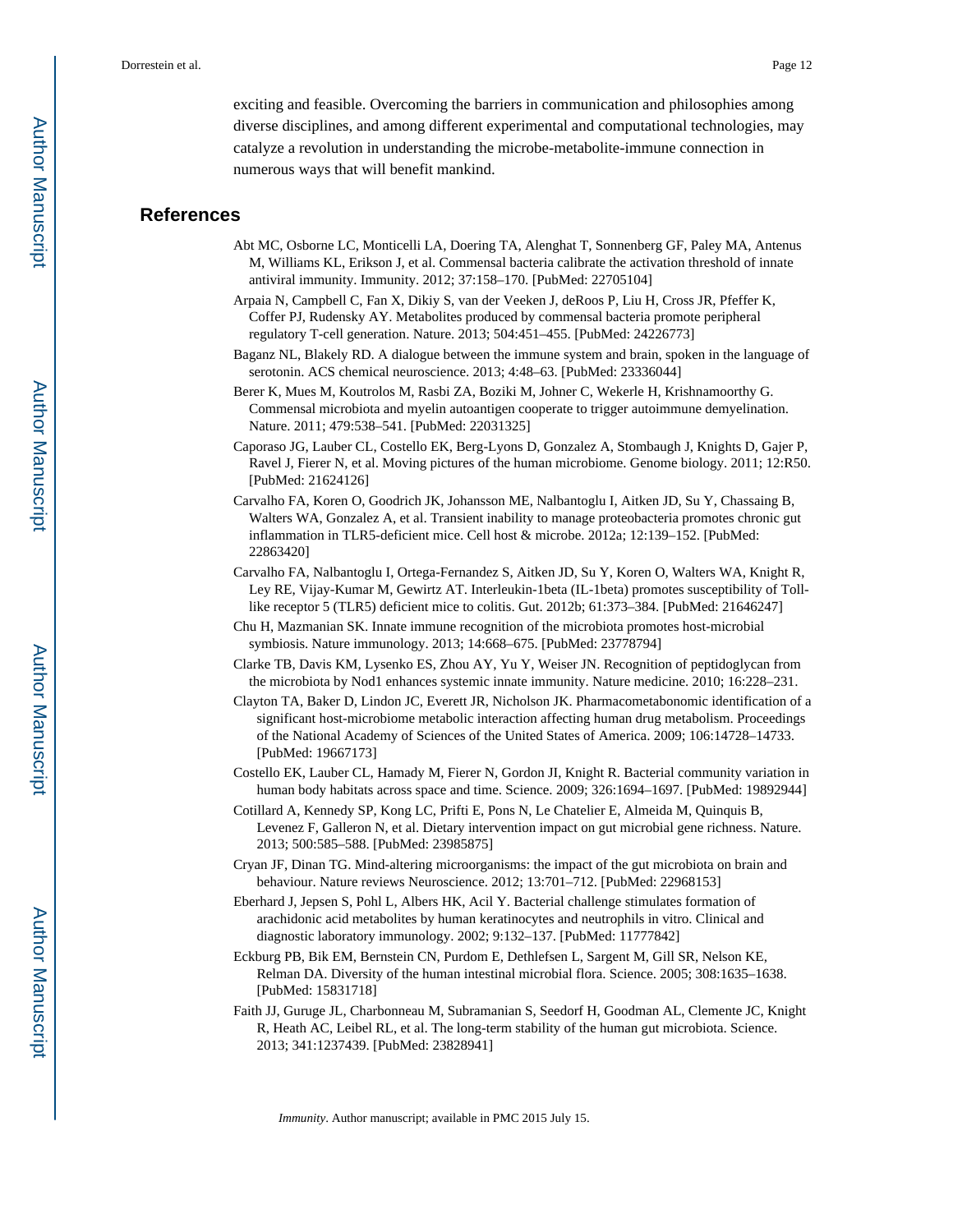exciting and feasible. Overcoming the barriers in communication and philosophies among diverse disciplines, and among different experimental and computational technologies, may catalyze a revolution in understanding the microbe-metabolite-immune connection in numerous ways that will benefit mankind.

## References

Abt MC, Osborne LC, Monticelli LA, Doering TA, Alenghat T, Sonnenberg GF, Paley MA, Antenus M, Williams KL, Erikson J, et al. Commensal bacteria calibrate the activation threshold of innate antiviral immunity. Immunity. 2012; 37:158–170. [PubMed: 22705104]

Arpaia N, Campbell C, Fan X, Dikiy S, van der Veeken J, deRoos P, Liu H, Cross JR, Pfeffer K, Coffer PJ, Rudensky AY. Metabolites produced by commensal bacteria promote peripheral regulatory T-cell generation. Nature. 2013; 504:451–455. [PubMed: 24226773]

Baganz NL, Blakely RD. A dialogue between the immune system and brain, spoken in the language of serotonin. ACS chemical neuroscience. 2013; 4:48–63. [PubMed: 23336044]

Berer K, Mues M, Koutrolos M, Rasbi ZA, Boziki M, Johner C, Wekerle H, Krishnamoorthy G. Commensal microbiota and myelin autoantigen cooperate to trigger autoimmune demyelination. Nature. 2011; 479:538–541. [PubMed: 22031325]

Caporaso JG, Lauber CL, Costello EK, Berg-Lyons D, Gonzalez A, Stombaugh J, Knights D, Gajer P, Ravel J, Fierer N, et al. Moving pictures of the human microbiome. Genome biology. 2011; 12:R50. [PubMed: 21624126]

Carvalho FA, Koren O, Goodrich JK, Johansson ME, Nalbantoglu I, Aitken JD, Su Y, Chassaing B, Walters WA, Gonzalez A, et al. Transient inability to manage proteobacteria promotes chronic gut inflammation in TLR5-deficient mice. Cell host & microbe. 2012a; 12:139–152. [PubMed: 22863420]

Carvalho FA, Nalbantoglu I, Ortega-Fernandez S, Aitken JD, Su Y, Koren O, Walters WA, Knight R, Ley RE, Vijay-Kumar M, Gewirtz AT. Interleukin-1beta (IL-1beta) promotes susceptibility of Toll-like receptor 5 (TLR5) deficient mice to colitis. Gut. 2012b; 61:373–384. [PubMed: 21646247]

Chu H, Mazmanian SK. Innate immune recognition of the microbiota promotes host-microbial symbiosis. Nature immunology. 2013; 14:668–675. [PubMed: 23778794]

Clarke TB, Davis KM, Lysenko ES, Zhou AY, Yu Y, Weiser JN. Recognition of peptidoglycan from the microbiota by Nod1 enhances systemic innate immunity. Nature medicine. 2010; 16:228–231.

Clayton TA, Baker D, Lindon JC, Everett JR, Nicholson JK. Pharmacometabonomic identification of a significant host-microbiome metabolic interaction affecting human drug metabolism. Proceedings of the National Academy of Sciences of the United States of America. 2009; 106:14728–14733. [PubMed: 19667173]

Costello EK, Lauber CL, Hamady M, Fierer N, Gordon JI, Knight R. Bacterial community variation in human body habitats across space and time. Science. 2009; 326:1694–1697. [PubMed: 19892944]

Cotillard A, Kennedy SP, Kong LC, Prifti E, Pons N, Le Chatelier E, Almeida M, Quinquis B, Levenez F, Galleron N, et al. Dietary intervention impact on gut microbial gene richness. Nature. 2013; 500:585–588. [PubMed: 23985875]

Cryan JF, Dinan TG. Mind-altering microorganisms: the impact of the gut microbiota on brain and behaviour. Nature reviews Neuroscience. 2012; 13:701–712. [PubMed: 22968153]

Eberhard J, Jepsen S, Pohl L, Albers HK, Acil Y. Bacterial challenge stimulates formation of arachidonic acid metabolites by human keratinocytes and neutrophils in vitro. Clinical and diagnostic laboratory immunology. 2002; 9:132–137. [PubMed: 11777842]

Eckburg PB, Bik EM, Bernstein CN, Purdom E, Dethlefsen L, Sargent M, Gill SR, Nelson KE, Relman DA. Diversity of the human intestinal microbial flora. Science. 2005; 308:1635–1638. [PubMed: 15831718]

Faith JJ, Guruge JL, Charbonneau M, Subramanian S, Seedorf H, Goodman AL, Clemente JC, Knight R, Heath AC, Leibel RL, et al. The long-term stability of the human gut microbiota. Science. 2013; 341:1237439. [PubMed: 23828941]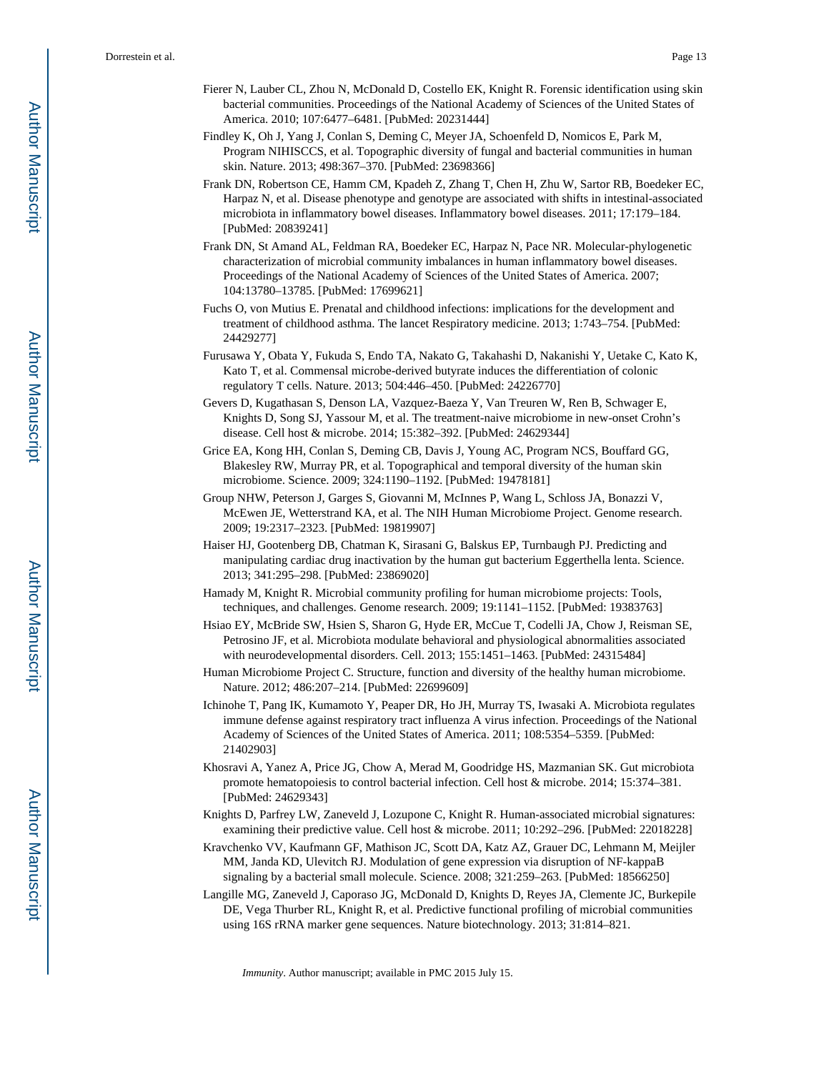Fierer N, Lauber CL, Zhou N, McDonald D, Costello EK, Knight R. Forensic identification using skin bacterial communities. Proceedings of the National Academy of Sciences of the United States of America. 2010; 107:6477–6481. [PubMed: 20231444]

Findley K, Oh J, Yang J, Conlan S, Deming C, Meyer JA, Schoenfeld D, Nomicos E, Park M, Program NIHISCCS, et al. Topographic diversity of fungal and bacterial communities in human skin. Nature. 2013; 498:367–370. [PubMed: 23698366]

Frank DN, Robertson CE, Hamm CM, Kpadeh Z, Zhang T, Chen H, Zhu W, Sartor RB, Boedeker EC, Harpaz N, et al. Disease phenotype and genotype are associated with shifts in intestinal-associated microbiota in inflammatory bowel diseases. Inflammatory bowel diseases. 2011; 17:179–184. [PubMed: 20839241]

Frank DN, St Amand AL, Feldman RA, Boedeker EC, Harpaz N, Pace NR. Molecular-phylogenetic characterization of microbial community imbalances in human inflammatory bowel diseases. Proceedings of the National Academy of Sciences of the United States of America. 2007; 104:13780–13785. [PubMed: 17699621]

Fuchs O, von Mutius E. Prenatal and childhood infections: implications for the development and treatment of childhood asthma. The lancet Respiratory medicine. 2013; 1:743–754. [PubMed: 24429277]

Furusawa Y, Obata Y, Fukuda S, Endo TA, Nakato G, Takahashi D, Nakanishi Y, Uetake C, Kato K, Kato T, et al. Commensal microbe-derived butyrate induces the differentiation of colonic regulatory T cells. Nature. 2013; 504:446–450. [PubMed: 24226770]

Gevers D, Kugathasan S, Denson LA, Vazquez-Baeza Y, Van Treuren W, Ren B, Schwager E, Knights D, Song SJ, Yassour M, et al. The treatment-naive microbiome in new-onset Crohn's disease. Cell host & microbe. 2014; 15:382–392. [PubMed: 24629344]

Grice EA, Kong HH, Conlan S, Deming CB, Davis J, Young AC, Program NCS, Bouffard GG, Blakesley RW, Murray PR, et al. Topographical and temporal diversity of the human skin microbiome. Science. 2009; 324:1190–1192. [PubMed: 19478181]

Group NHW, Peterson J, Garges S, Giovanni M, McInnes P, Wang L, Schloss JA, Bonazzi V, McEwen JE, Wetterstrand KA, et al. The NIH Human Microbiome Project. Genome research. 2009; 19:2317–2323. [PubMed: 19819907]

Haiser HJ, Gootenberg DB, Chatman K, Sirasani G, Balskus EP, Turnbaugh PJ. Predicting and manipulating cardiac drug inactivation by the human gut bacterium Eggerthella lenta. Science. 2013; 341:295–298. [PubMed: 23869020]

Hamady M, Knight R. Microbial community profiling for human microbiome projects: Tools, techniques, and challenges. Genome research. 2009; 19:1141–1152. [PubMed: 19383763]

Hsiao EY, McBride SW, Hsien S, Sharon G, Hyde ER, McCue T, Codelli JA, Chow J, Reisman SE, Petrosino JF, et al. Microbiota modulate behavioral and physiological abnormalities associated with neurodevelopmental disorders. Cell. 2013; 155:1451–1463. [PubMed: 24315484]

Human Microbiome Project C. Structure, function and diversity of the healthy human microbiome. Nature. 2012; 486:207–214. [PubMed: 22699609]

Ichinohe T, Pang IK, Kumamoto Y, Peaper DR, Ho JH, Murray TS, Iwasaki A. Microbiota regulates immune defense against respiratory tract influenza A virus infection. Proceedings of the National Academy of Sciences of the United States of America. 2011; 108:5354–5359. [PubMed: 21402903]

Khosravi A, Yanez A, Price JG, Chow A, Merad M, Goodridge HS, Mazmanian SK. Gut microbiota promote hematopoiesis to control bacterial infection. Cell host & microbe. 2014; 15:374–381. [PubMed: 24629343]

Knights D, Parfrey LW, Zaneveld J, Lozupone C, Knight R. Human-associated microbial signatures: examining their predictive value. Cell host & microbe. 2011; 10:292–296. [PubMed: 22018228]

Kravchenko VV, Kaufmann GF, Mathison JC, Scott DA, Katz AZ, Grauer DC, Lehmann M, Meijler MM, Janda KD, Ulevitch RJ. Modulation of gene expression via disruption of NF-kappaB signaling by a bacterial small molecule. Science. 2008; 321:259–263. [PubMed: 18566250]

Langille MG, Zaneveld J, Caporaso JG, McDonald D, Knights D, Reyes JA, Clemente JC, Burkepile DE, Vega Thurber RL, Knight R, et al. Predictive functional profiling of microbial communities using 16S rRNA marker gene sequences. Nature biotechnology. 2013; 31:814–821.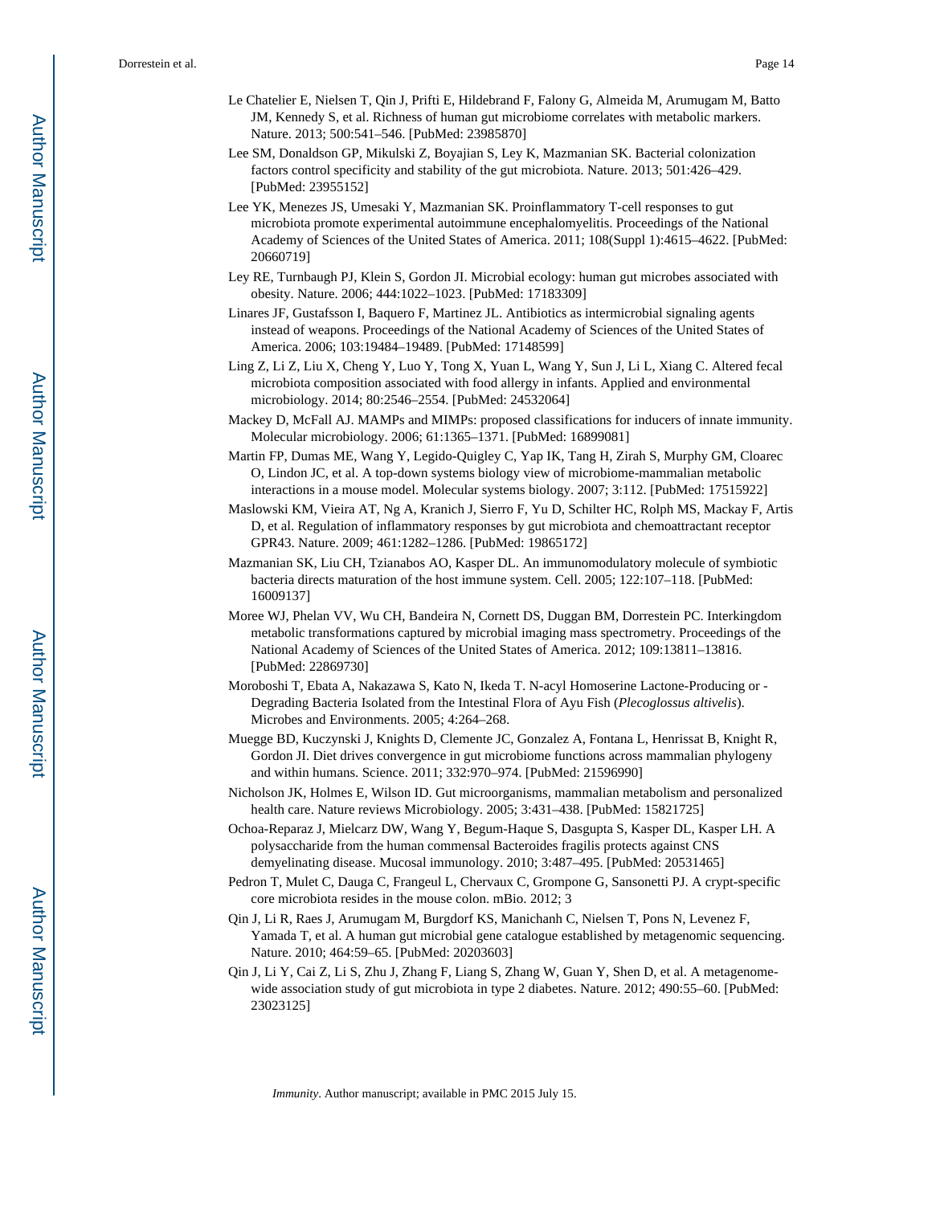Le Chatelier E, Nielsen T, Qin J, Prifti E, Hildebrand F, Falony G, Almeida M, Arumugam M, Batto JM, Kennedy S, et al. Richness of human gut microbiome correlates with metabolic markers. Nature. 2013; 500:541–546. [PubMed: 23985870]

Lee SM, Donaldson GP, Mikulski Z, Boyajian S, Ley K, Mazmanian SK. Bacterial colonization factors control specificity and stability of the gut microbiota. Nature. 2013; 501:426–429. [PubMed: 23955152]

Lee YK, Menezes JS, Umesaki Y, Mazmanian SK. Proinflammatory T-cell responses to gut microbiota promote experimental autoimmune encephalomyelitis. Proceedings of the National Academy of Sciences of the United States of America. 2011; 108(Suppl 1):4615–4622. [PubMed: 20660719]

Ley RE, Turnbaugh PJ, Klein S, Gordon JI. Microbial ecology: human gut microbes associated with obesity. Nature. 2006; 444:1022–1023. [PubMed: 17183309]

Linares JF, Gustafsson I, Baquero F, Martinez JL. Antibiotics as intermicrobial signaling agents instead of weapons. Proceedings of the National Academy of Sciences of the United States of America. 2006; 103:19484–19489. [PubMed: 17148599]

Ling Z, Li Z, Liu X, Cheng Y, Luo Y, Tong X, Yuan L, Wang Y, Sun J, Li L, Xiang C. Altered fecal microbiota composition associated with food allergy in infants. Applied and environmental microbiology. 2014; 80:2546–2554. [PubMed: 24532064]

Mackey D, McFall AJ. MAMPs and MIMPs: proposed classifications for inducers of innate immunity. Molecular microbiology. 2006; 61:1365–1371. [PubMed: 16899081]

Martin FP, Dumas ME, Wang Y, Legido-Quigley C, Yap IK, Tang H, Zirah S, Murphy GM, Cloarec O, Lindon JC, et al. A top-down systems biology view of microbiome-mammalian metabolic interactions in a mouse model. Molecular systems biology. 2007; 3:112. [PubMed: 17515922]

Maslowski KM, Vieira AT, Ng A, Kranich J, Sierro F, Yu D, Schilter HC, Rolph MS, Mackay F, Artis D, et al. Regulation of inflammatory responses by gut microbiota and chemoattractant receptor GPR43. Nature. 2009; 461:1282–1286. [PubMed: 19865172]

Mazmanian SK, Liu CH, Tzianabos AO, Kasper DL. An immunomodulatory molecule of symbiotic bacteria directs maturation of the host immune system. Cell. 2005; 122:107–118. [PubMed: 16009137]

Moree WJ, Phelan VV, Wu CH, Bandeira N, Cornett DS, Duggan BM, Dorrestein PC. Interkingdom metabolic transformations captured by microbial imaging mass spectrometry. Proceedings of the National Academy of Sciences of the United States of America. 2012; 109:13811–13816. [PubMed: 22869730]

Moroboshi T, Ebata A, Nakazawa S, Kato N, Ikeda T. N-acyl Homoserine Lactone-Producing or -Degrading Bacteria Isolated from the Intestinal Flora of Ayu Fish (*Plecoglossus altivelis*). Microbes and Environments. 2005; 4:264–268.

Muegge BD, Kuczynski J, Knights D, Clemente JC, Gonzalez A, Fontana L, Henrissat B, Knight R, Gordon JI. Diet drives convergence in gut microbiome functions across mammalian phylogeny and within humans. Science. 2011; 332:970–974. [PubMed: 21596990]

Nicholson JK, Holmes E, Wilson ID. Gut microorganisms, mammalian metabolism and personalized health care. Nature reviews Microbiology. 2005; 3:431–438. [PubMed: 15821725]

Ochoa-Reparaz J, Mielcarz DW, Wang Y, Begum-Haque S, Dasgupta S, Kasper DL, Kasper LH. A polysaccharide from the human commensal Bacteroides fragilis protects against CNS demyelinating disease. Mucosal immunology. 2010; 3:487–495. [PubMed: 20531465]

Pedron T, Mulet C, Dauga C, Frangeul L, Chervaux C, Grompone G, Sansonetti PJ. A crypt-specific core microbiota resides in the mouse colon. mBio. 2012; 3

Qin J, Li R, Raes J, Arumugam M, Burgdorf KS, Manichanh C, Nielsen T, Pons N, Levenez F, Yamada T, et al. A human gut microbial gene catalogue established by metagenomic sequencing. Nature. 2010; 464:59–65. [PubMed: 20203603]

Qin J, Li Y, Cai Z, Li S, Zhu J, Zhang F, Liang S, Zhang W, Guan Y, Shen D, et al. A metagenome-wide association study of gut microbiota in type 2 diabetes. Nature. 2012; 490:55–60. [PubMed: 23023125]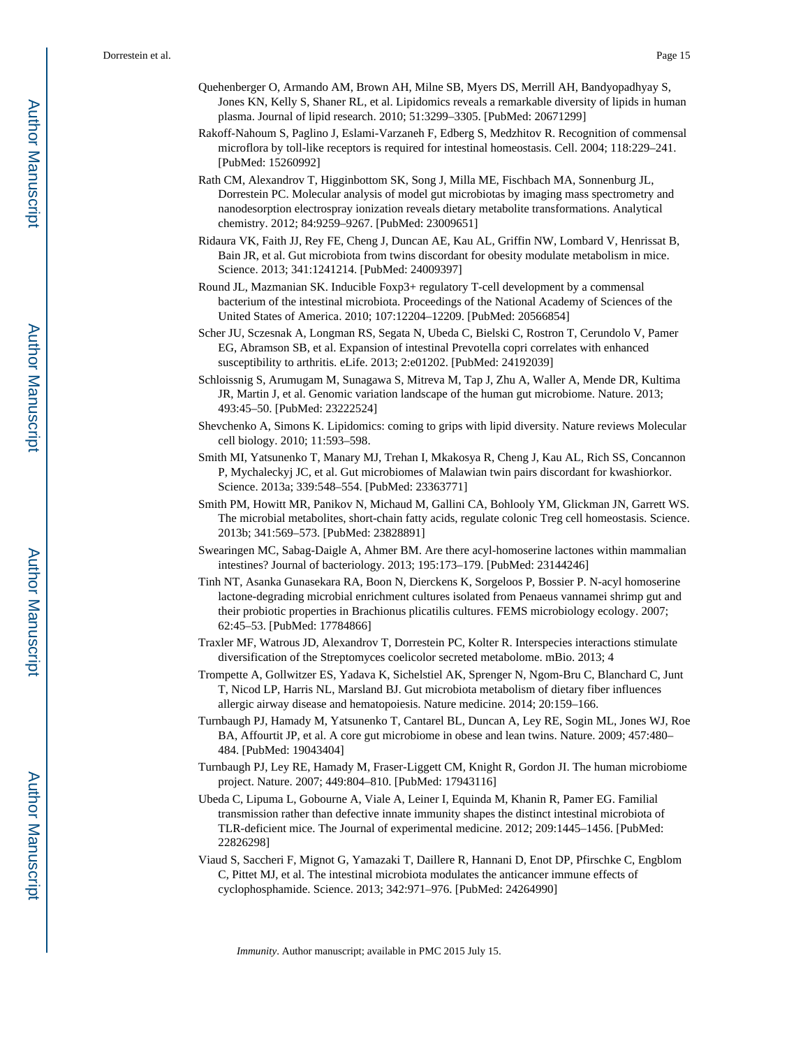Quehenberger O, Armando AM, Brown AH, Milne SB, Myers DS, Merrill AH, Bandyopadhyay S, Jones KN, Kelly S, Shaner RL, et al. Lipidomics reveals a remarkable diversity of lipids in human plasma. Journal of lipid research. 2010; 51:3299–3305. [PubMed: 20671299]

Rakoff-Nahoum S, Paglino J, Eslami-Varzaneh F, Edberg S, Medzhitov R. Recognition of commensal microflora by toll-like receptors is required for intestinal homeostasis. Cell. 2004; 118:229–241. [PubMed: 15260992]

Rath CM, Alexandrov T, Higginbottom SK, Song J, Milla ME, Fischbach MA, Sonnenburg JL, Dorrestein PC. Molecular analysis of model gut microbiotas by imaging mass spectrometry and nanodesorption electrospray ionization reveals dietary metabolite transformations. Analytical chemistry. 2012; 84:9259–9267. [PubMed: 23009651]

Ridaura VK, Faith JJ, Rey FE, Cheng J, Duncan AE, Kau AL, Griffin NW, Lombard V, Henrissat B, Bain JR, et al. Gut microbiota from twins discordant for obesity modulate metabolism in mice. Science. 2013; 341:1241214. [PubMed: 24009397]

Round JL, Mazmanian SK. Inducible Foxp3+ regulatory T-cell development by a commensal bacterium of the intestinal microbiota. Proceedings of the National Academy of Sciences of the United States of America. 2010; 107:12204–12209. [PubMed: 20566854]

Scher JU, Sczesnak A, Longman RS, Segata N, Ubeda C, Bielski C, Rostron T, Cerundolo V, Pamer EG, Abramson SB, et al. Expansion of intestinal Prevotella copri correlates with enhanced susceptibility to arthritis. eLife. 2013; 2:e01202. [PubMed: 24192039]

Schloissnig S, Arumugam M, Sunagawa S, Mitreva M, Tap J, Zhu A, Waller A, Mende DR, Kultima JR, Martin J, et al. Genomic variation landscape of the human gut microbiome. Nature. 2013; 493:45–50. [PubMed: 23222524]

Shevchenko A, Simons K. Lipidomics: coming to grips with lipid diversity. Nature reviews Molecular cell biology. 2010; 11:593–598.

Smith MI, Yatsunenko T, Manary MJ, Trehan I, Mkakosya R, Cheng J, Kau AL, Rich SS, Concannon P, Mychaleckyj JC, et al. Gut microbiomes of Malawian twin pairs discordant for kwashiorkor. Science. 2013a; 339:548–554. [PubMed: 23363771]

Smith PM, Howitt MR, Panikov N, Michaud M, Gallini CA, Bohlooly YM, Glickman JN, Garrett WS. The microbial metabolites, short-chain fatty acids, regulate colonic Treg cell homeostasis. Science. 2013b; 341:569–573. [PubMed: 23828891]

Swearingen MC, Sabag-Daigle A, Ahmer BM. Are there acyl-homoserine lactones within mammalian intestines? Journal of bacteriology. 2013; 195:173–179. [PubMed: 23144246]

Tinh NT, Asanka Gunasekara RA, Boon N, Dierckens K, Sorgeloos P, Bossier P. N-acyl homoserine lactone-degrading microbial enrichment cultures isolated from Penaeus vannamei shrimp gut and their probiotic properties in Brachionus plicatilis cultures. FEMS microbiology ecology. 2007; 62:45–53. [PubMed: 17784866]

Traxler MF, Watrous JD, Alexandrov T, Dorrestein PC, Kolter R. Interspecies interactions stimulate diversification of the Streptomyces coelicolor secreted metabolome. mBio. 2013; 4

Trompette A, Gollwitzer ES, Yadava K, Sichelstiel AK, Sprenger N, Ngom-Bru C, Blanchard C, Junt T, Nicod LP, Harris NL, Marsland BJ. Gut microbiota metabolism of dietary fiber influences allergic airway disease and hematopoiesis. Nature medicine. 2014; 20:159–166.

Turnbaugh PJ, Hamady M, Yatsunenko T, Cantarel BL, Duncan A, Ley RE, Sogin ML, Jones WJ, Roe BA, Affourtit JP, et al. A core gut microbiome in obese and lean twins. Nature. 2009; 457:480–484. [PubMed: 19043404]

Turnbaugh PJ, Ley RE, Hamady M, Fraser-Liggett CM, Knight R, Gordon JI. The human microbiome project. Nature. 2007; 449:804–810. [PubMed: 17943116]

Ubeda C, Lipuma L, Gobourne A, Viale A, Leiner I, Equinda M, Khanin R, Pamer EG. Familial transmission rather than defective innate immunity shapes the distinct intestinal microbiota of TLR-deficient mice. The Journal of experimental medicine. 2012; 209:1445–1456. [PubMed: 22826298]

Viaud S, Saccheri F, Mignot G, Yamazaki T, Daillere R, Hannani D, Enot DP, Pfirschke C, Engblom C, Pittet MJ, et al. The intestinal microbiota modulates the anticancer immune effects of cyclophosphamide. Science. 2013; 342:971–976. [PubMed: 24264990]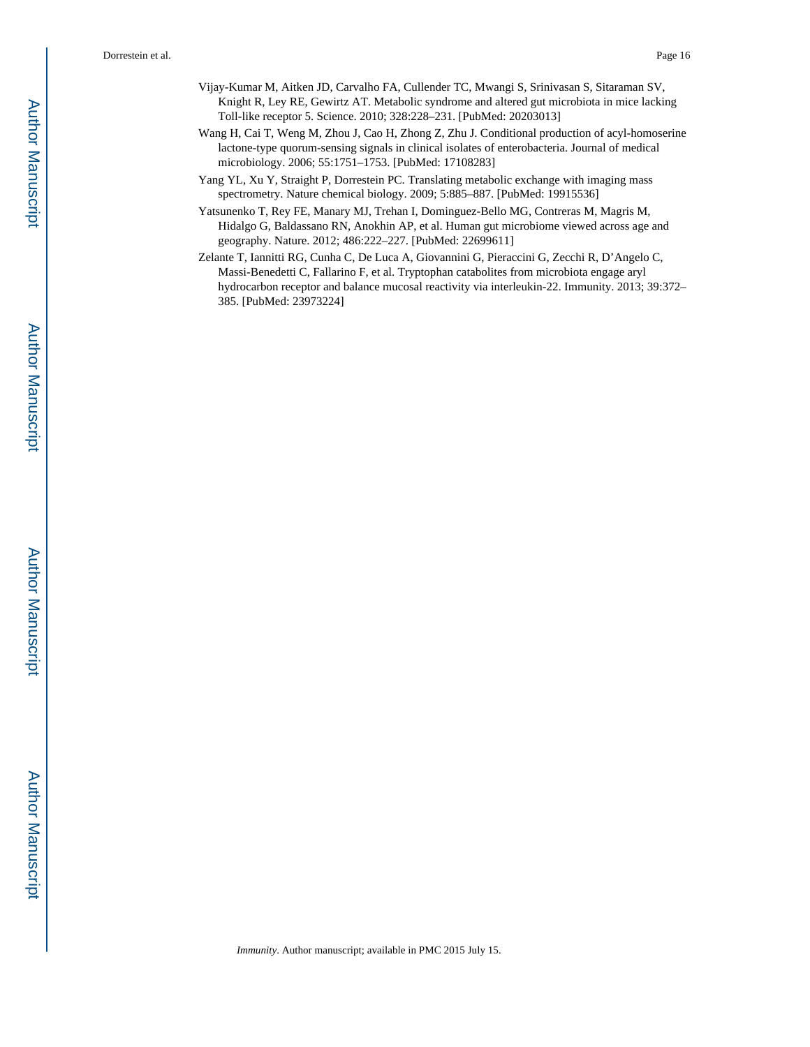Vijay-Kumar M, Aitken JD, Carvalho FA, Cullender TC, Mwangi S, Srinivasan S, Sitaraman SV, Knight R, Ley RE, Gewirtz AT. Metabolic syndrome and altered gut microbiota in mice lacking Toll-like receptor 5. Science. 2010; 328:228–231. [PubMed: 20203013]

Wang H, Cai T, Weng M, Zhou J, Cao H, Zhong Z, Zhu J. Conditional production of acyl-homoserine lactone-type quorum-sensing signals in clinical isolates of enterobacteria. Journal of medical microbiology. 2006; 55:1751–1753. [PubMed: 17108283]

Yang YL, Xu Y, Straight P, Dorrestein PC. Translating metabolic exchange with imaging mass spectrometry. Nature chemical biology. 2009; 5:885–887. [PubMed: 19915536]

Yatsunenko T, Rey FE, Manary MJ, Trehan I, Dominguez-Bello MG, Contreras M, Magris M, Hidalgo G, Baldassano RN, Anokhin AP, et al. Human gut microbiome viewed across age and geography. Nature. 2012; 486:222–227. [PubMed: 22699611]

Zelante T, Iannitti RG, Cunha C, De Luca A, Giovannini G, Pieraccini G, Zecchi R, D'Angelo C, Massi-Benedetti C, Fallarino F, et al. Tryptophan catabolites from microbiota engage aryl hydrocarbon receptor and balance mucosal reactivity via interleukin-22. Immunity. 2013; 39:372–385. [PubMed: 23973224]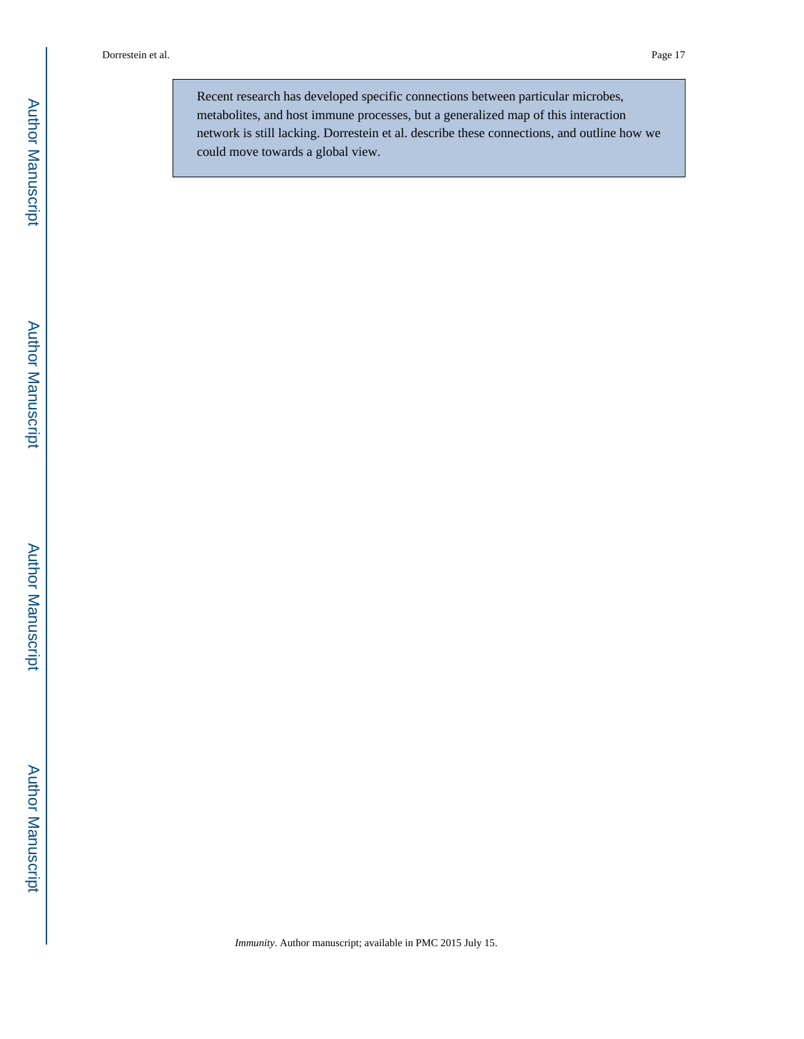Recent research has developed specific connections between particular microbes, metabolites, and host immune processes, but a generalized map of this interaction network is still lacking. Dorrestein et al. describe these connections, and outline how we could move towards a global view.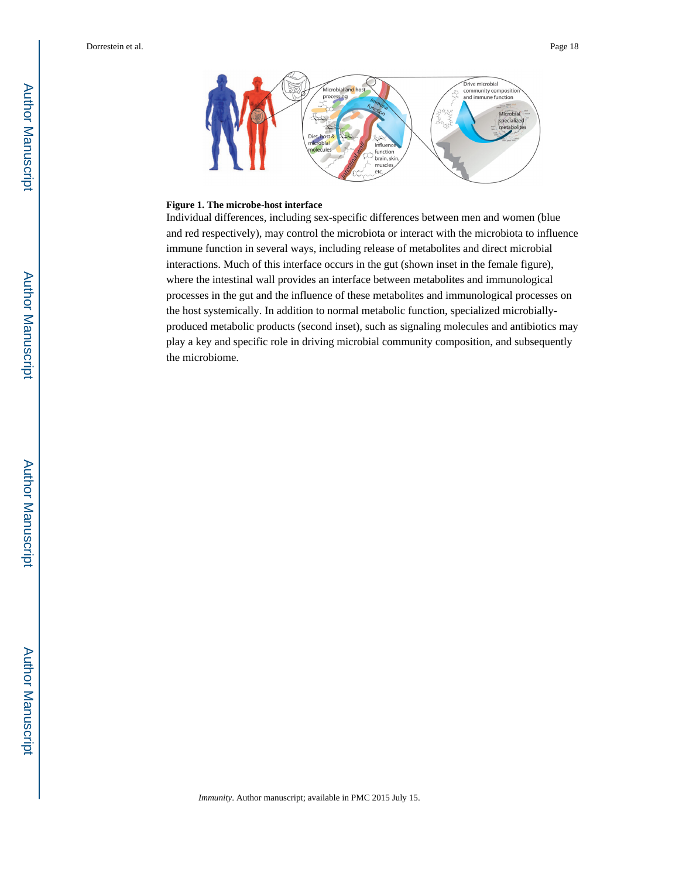**Figure 1. The microbe-host interface**

Individual differences, including sex-specific differences between men and women (blue and red respectively), may control the microbiota or interact with the microbiota to influence immune function in several ways, including release of metabolites and direct microbial interactions. Much of this interface occurs in the gut (shown inset in the female figure), where the intestinal wall provides an interface between metabolites and immunological processes in the gut and the influence of these metabolites and immunological processes on the host systemically. In addition to normal metabolic function, specialized microbially-produced metabolic products (second inset), such as signaling molecules and antibiotics may play a key and specific role in driving microbial community composition, and subsequently the microbiome.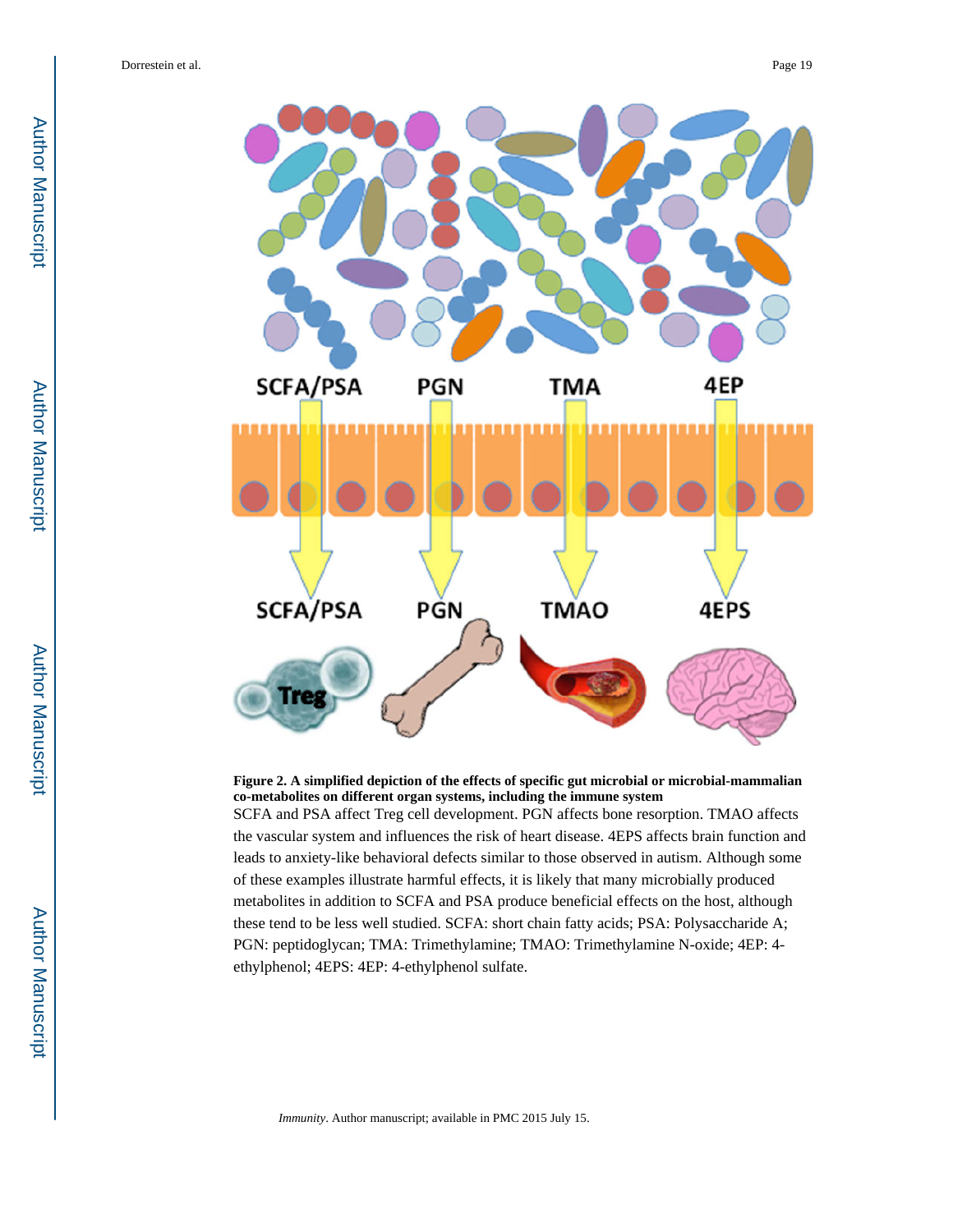SCFA/PSA

PGN

TMA

4EP

SCFA/PSA

PGN

TMAO

4EPS

Treg

**Figure 2. A simplified depiction of the effects of specific gut microbial or microbial-mammalian co-metabolites on different organ systems, including the immune system**

SCFA and PSA affect Treg cell development. PGN affects bone resorption. TMAO affects the vascular system and influences the risk of heart disease. 4EPS affects brain function and leads to anxiety-like behavioral defects similar to those observed in autism. Although some of these examples illustrate harmful effects, it is likely that many microbially produced metabolites in addition to SCFA and PSA produce beneficial effects on the host, although these tend to be less well studied. SCFA: short chain fatty acids; PSA: Polysaccharide A; PGN: peptidoglycan; TMA: Trimethylamine; TMAO: Trimethylamine N-oxide; 4EP: 4-ethylphenol; 4EPS: 4EP: 4-ethylphenol sulfate.